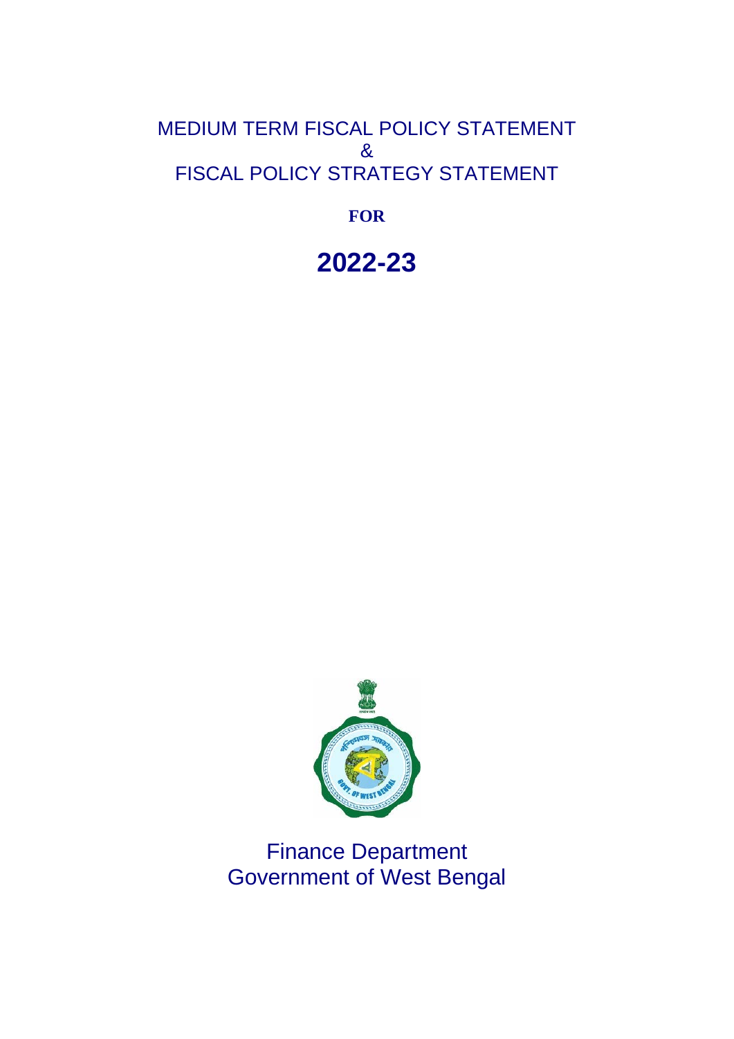# MEDIUM TERM FISCAL POLICY STATEMENT
# &
# FISCAL POLICY STRATEGY STATEMENT

**FOR**

# 2022-23

Finance Department
Government of West Bengal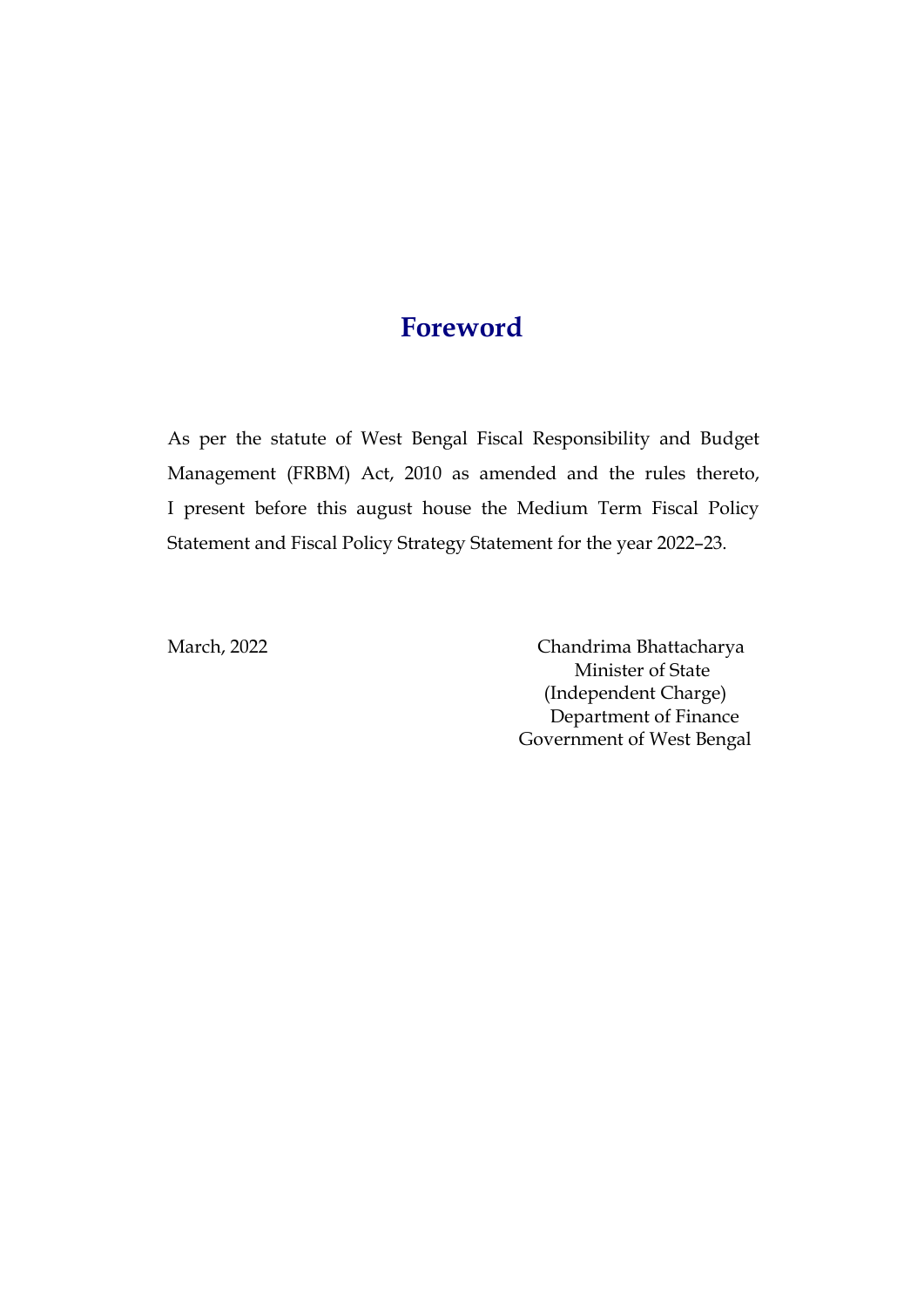# Foreword

As per the statute of West Bengal Fiscal Responsibility and Budget Management (FRBM) Act, 2010 as amended and the rules thereto, I present before this august house the Medium Term Fiscal Policy Statement and Fiscal Policy Strategy Statement for the year 2022–23.

March, 2022

Chandrima Bhattacharya
Minister of State
(Independent Charge)
Department of Finance
Government of West Bengal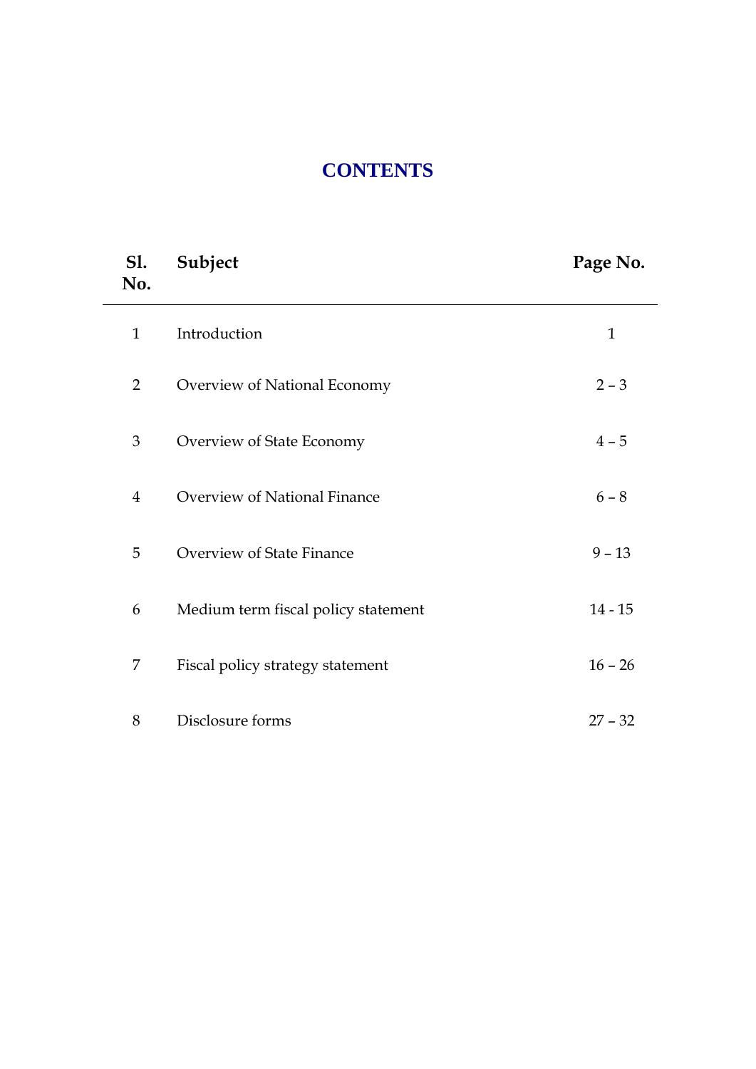# CONTENTS

| Sl. No. | Subject | Page No. |
|---|---|---|
| 1 | Introduction | 1 |
| 2 | Overview of National Economy | 2 – 3 |
| 3 | Overview of State Economy | 4 – 5 |
| 4 | Overview of National Finance | 6 – 8 |
| 5 | Overview of State Finance | 9 – 13 |
| 6 | Medium term fiscal policy statement | 14 - 15 |
| 7 | Fiscal policy strategy statement | 16 – 26 |
| 8 | Disclosure forms | 27 – 32 |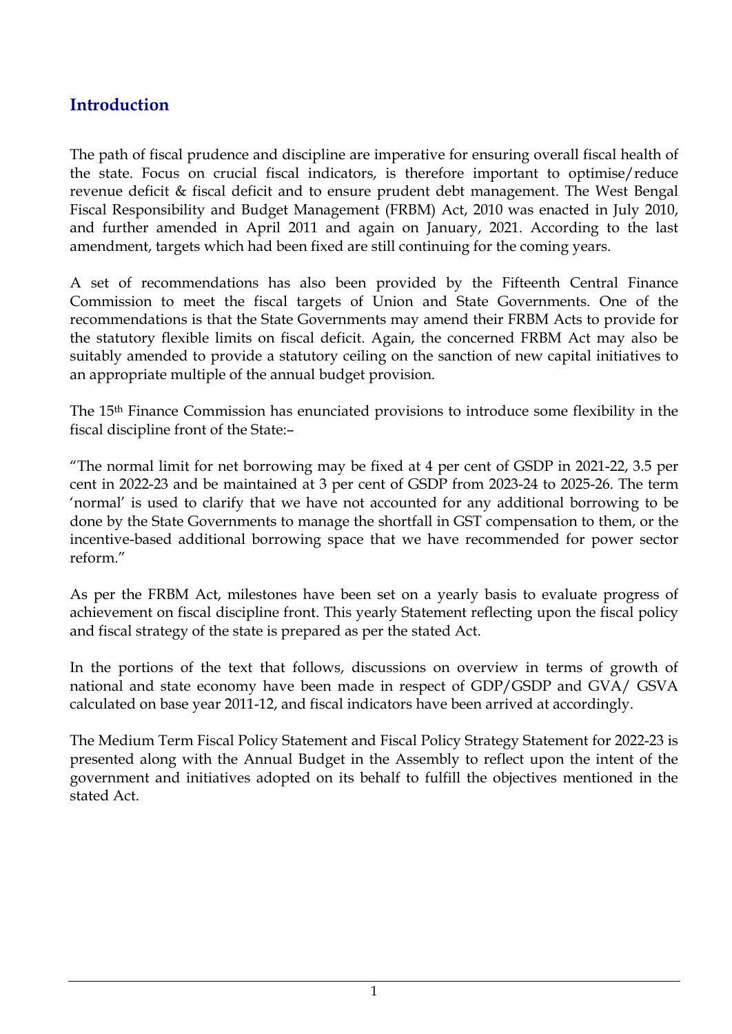## Introduction

The path of fiscal prudence and discipline are imperative for ensuring overall fiscal health of the state. Focus on crucial fiscal indicators, is therefore important to optimise/reduce revenue deficit & fiscal deficit and to ensure prudent debt management. The West Bengal Fiscal Responsibility and Budget Management (FRBM) Act, 2010 was enacted in July 2010, and further amended in April 2011 and again on January, 2021. According to the last amendment, targets which had been fixed are still continuing for the coming years.

A set of recommendations has also been provided by the Fifteenth Central Finance Commission to meet the fiscal targets of Union and State Governments. One of the recommendations is that the State Governments may amend their FRBM Acts to provide for the statutory flexible limits on fiscal deficit. Again, the concerned FRBM Act may also be suitably amended to provide a statutory ceiling on the sanction of new capital initiatives to an appropriate multiple of the annual budget provision.

The 15th Finance Commission has enunciated provisions to introduce some flexibility in the fiscal discipline front of the State:–

"The normal limit for net borrowing may be fixed at 4 per cent of GSDP in 2021-22, 3.5 per cent in 2022-23 and be maintained at 3 per cent of GSDP from 2023-24 to 2025-26. The term 'normal' is used to clarify that we have not accounted for any additional borrowing to be done by the State Governments to manage the shortfall in GST compensation to them, or the incentive-based additional borrowing space that we have recommended for power sector reform."

As per the FRBM Act, milestones have been set on a yearly basis to evaluate progress of achievement on fiscal discipline front. This yearly Statement reflecting upon the fiscal policy and fiscal strategy of the state is prepared as per the stated Act.

In the portions of the text that follows, discussions on overview in terms of growth of national and state economy have been made in respect of GDP/GSDP and GVA/ GSVA calculated on base year 2011-12, and fiscal indicators have been arrived at accordingly.

The Medium Term Fiscal Policy Statement and Fiscal Policy Strategy Statement for 2022-23 is presented along with the Annual Budget in the Assembly to reflect upon the intent of the government and initiatives adopted on its behalf to fulfill the objectives mentioned in the stated Act.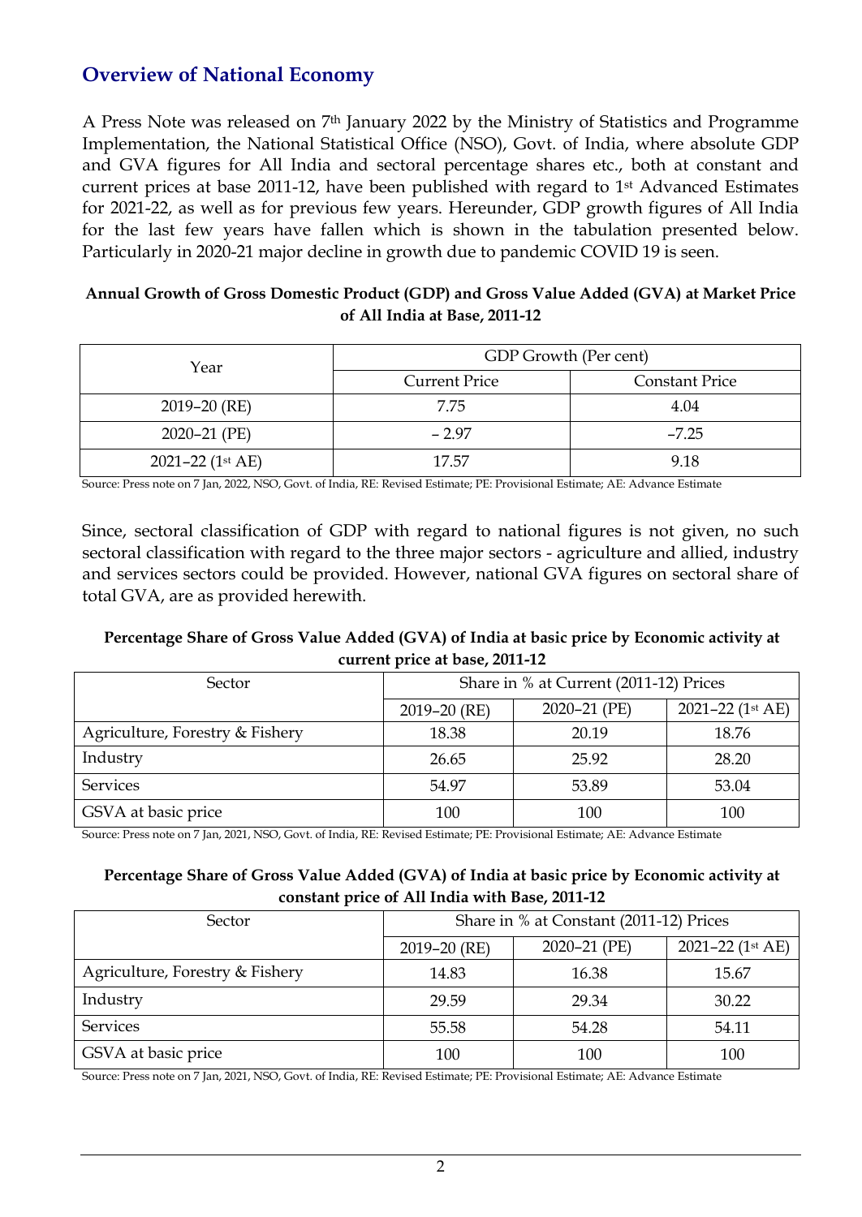## Overview of National Economy

A Press Note was released on 7th January 2022 by the Ministry of Statistics and Programme Implementation, the National Statistical Office (NSO), Govt. of India, where absolute GDP and GVA figures for All India and sectoral percentage shares etc., both at constant and current prices at base 2011-12, have been published with regard to 1st Advanced Estimates for 2021-22, as well as for previous few years. Hereunder, GDP growth figures of All India for the last few years have fallen which is shown in the tabulation presented below. Particularly in 2020-21 major decline in growth due to pandemic COVID 19 is seen.

**Annual Growth of Gross Domestic Product (GDP) and Gross Value Added (GVA) at Market Price of All India at Base, 2011-12**

| Year | GDP Growth (Per cent) | |
|---|---|---|
| | Current Price | Constant Price |
| 2019–20 (RE) | 7.75 | 4.04 |
| 2020–21 (PE) | – 2.97 | –7.25 |
| 2021–22 (1st AE) | 17.57 | 9.18 |

Source: Press note on 7 Jan, 2022, NSO, Govt. of India, RE: Revised Estimate; PE: Provisional Estimate; AE: Advance Estimate

Since, sectoral classification of GDP with regard to national figures is not given, no such sectoral classification with regard to the three major sectors - agriculture and allied, industry and services sectors could be provided. However, national GVA figures on sectoral share of total GVA, are as provided herewith.

**Percentage Share of Gross Value Added (GVA) of India at basic price by Economic activity at current price at base, 2011-12**

| Sector | Share in % at Current (2011-12) Prices | | |
|---|---|---|---|
| | 2019–20 (RE) | 2020–21 (PE) | 2021–22 (1st AE) |
| Agriculture, Forestry & Fishery | 18.38 | 20.19 | 18.76 |
| Industry | 26.65 | 25.92 | 28.20 |
| Services | 54.97 | 53.89 | 53.04 |
| GSVA at basic price | 100 | 100 | 100 |

Source: Press note on 7 Jan, 2021, NSO, Govt. of India, RE: Revised Estimate; PE: Provisional Estimate; AE: Advance Estimate

**Percentage Share of Gross Value Added (GVA) of India at basic price by Economic activity at constant price of All India with Base, 2011-12**

| Sector | Share in % at Constant (2011-12) Prices | | |
|---|---|---|---|
| | 2019–20 (RE) | 2020–21 (PE) | 2021–22 (1st AE) |
| Agriculture, Forestry & Fishery | 14.83 | 16.38 | 15.67 |
| Industry | 29.59 | 29.34 | 30.22 |
| Services | 55.58 | 54.28 | 54.11 |
| GSVA at basic price | 100 | 100 | 100 |

Source: Press note on 7 Jan, 2021, NSO, Govt. of India, RE: Revised Estimate; PE: Provisional Estimate; AE: Advance Estimate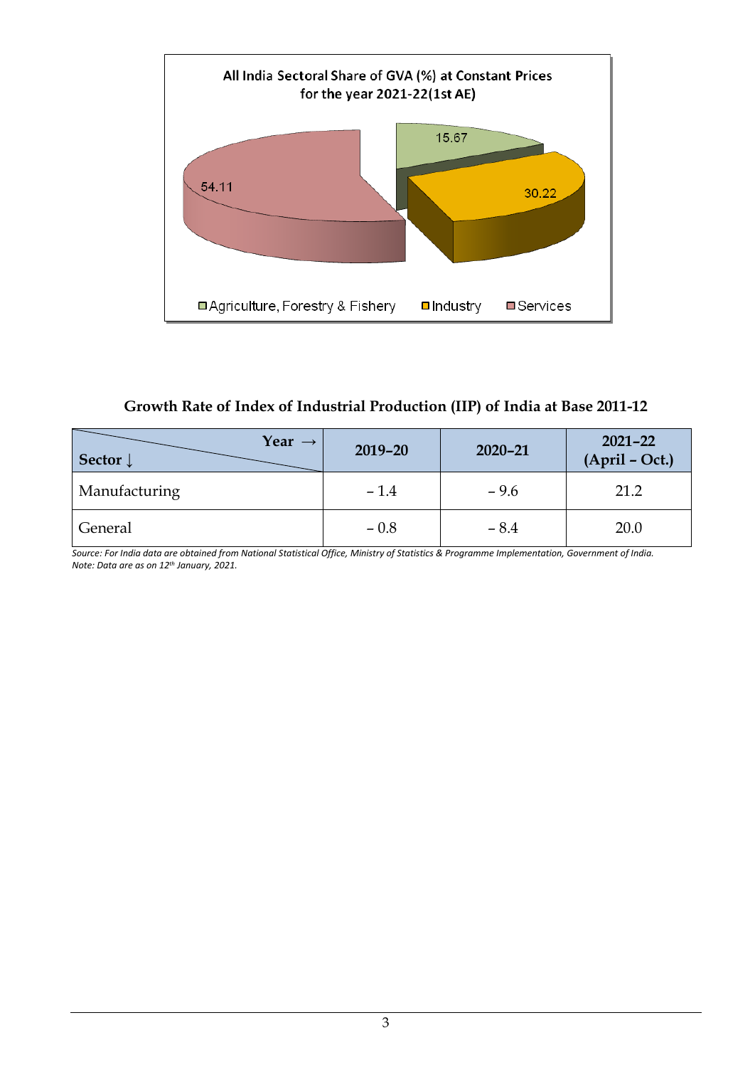**All India Sectoral Share of GVA (%) at Constant Prices for the year 2021-22(1st AE)**

| Sector | Share (%) |
|---|---|
| Agriculture, Forestry & Fishery | 15.67 |
| Industry | 30.22 |
| Services | 54.11 |

### Growth Rate of Index of Industrial Production (IIP) of India at Base 2011-12

| Year → / Sector ↓ | 2019–20 | 2020–21 | 2021–22 (April – Oct.) |
|---|---|---|---|
| Manufacturing | – 1.4 | – 9.6 | 21.2 |
| General | – 0.8 | – 8.4 | 20.0 |

*Source: For India data are obtained from National Statistical Office, Ministry of Statistics & Programme Implementation, Government of India.*
*Note: Data are as on 12th January, 2021.*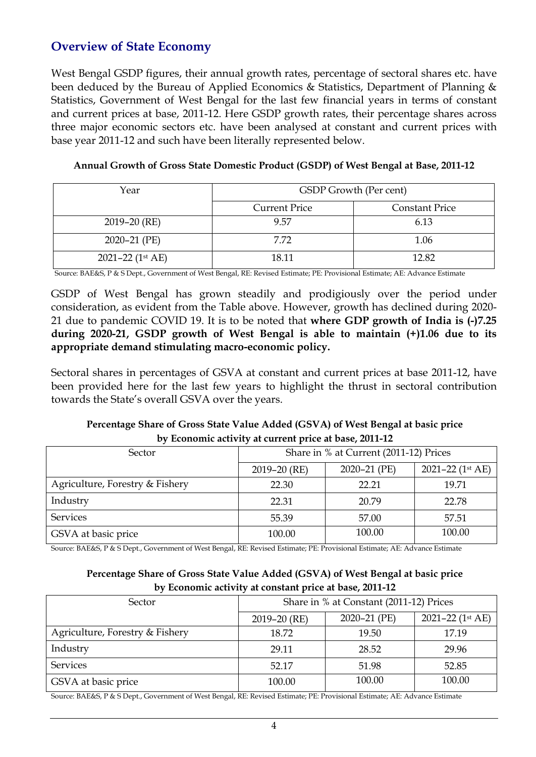## Overview of State Economy

West Bengal GSDP figures, their annual growth rates, percentage of sectoral shares etc. have been deduced by the Bureau of Applied Economics & Statistics, Department of Planning & Statistics, Government of West Bengal for the last few financial years in terms of constant and current prices at base, 2011-12. Here GSDP growth rates, their percentage shares across three major economic sectors etc. have been analysed at constant and current prices with base year 2011-12 and such have been literally represented below.

**Annual Growth of Gross State Domestic Product (GSDP) of West Bengal at Base, 2011-12**

| Year | GSDP Growth (Per cent) | |
|---|---|---|
| | Current Price | Constant Price |
| 2019–20 (RE) | 9.57 | 6.13 |
| 2020–21 (PE) | 7.72 | 1.06 |
| 2021–22 (1st AE) | 18.11 | 12.82 |

Source: BAE&S, P & S Dept., Government of West Bengal, RE: Revised Estimate; PE: Provisional Estimate; AE: Advance Estimate

GSDP of West Bengal has grown steadily and prodigiously over the period under consideration, as evident from the Table above. However, growth has declined during 2020-21 due to pandemic COVID 19. It is to be noted that **where GDP growth of India is (-)7.25 during 2020-21, GSDP growth of West Bengal is able to maintain (+)1.06 due to its appropriate demand stimulating macro-economic policy.**

Sectoral shares in percentages of GSVA at constant and current prices at base 2011-12, have been provided here for the last few years to highlight the thrust in sectoral contribution towards the State's overall GSVA over the years.

**Percentage Share of Gross State Value Added (GSVA) of West Bengal at basic price by Economic activity at current price at base, 2011-12**

| Sector | Share in % at Current (2011-12) Prices | | |
|---|---|---|---|
| | 2019–20 (RE) | 2020–21 (PE) | 2021–22 (1st AE) |
| Agriculture, Forestry & Fishery | 22.30 | 22.21 | 19.71 |
| Industry | 22.31 | 20.79 | 22.78 |
| Services | 55.39 | 57.00 | 57.51 |
| GSVA at basic price | 100.00 | 100.00 | 100.00 |

Source: BAE&S, P & S Dept., Government of West Bengal, RE: Revised Estimate; PE: Provisional Estimate; AE: Advance Estimate

**Percentage Share of Gross State Value Added (GSVA) of West Bengal at basic price by Economic activity at constant price at base, 2011-12**

| Sector | Share in % at Constant (2011-12) Prices | | |
|---|---|---|---|
| | 2019–20 (RE) | 2020–21 (PE) | 2021–22 (1st AE) |
| Agriculture, Forestry & Fishery | 18.72 | 19.50 | 17.19 |
| Industry | 29.11 | 28.52 | 29.96 |
| Services | 52.17 | 51.98 | 52.85 |
| GSVA at basic price | 100.00 | 100.00 | 100.00 |

Source: BAE&S, P & S Dept., Government of West Bengal, RE: Revised Estimate; PE: Provisional Estimate; AE: Advance Estimate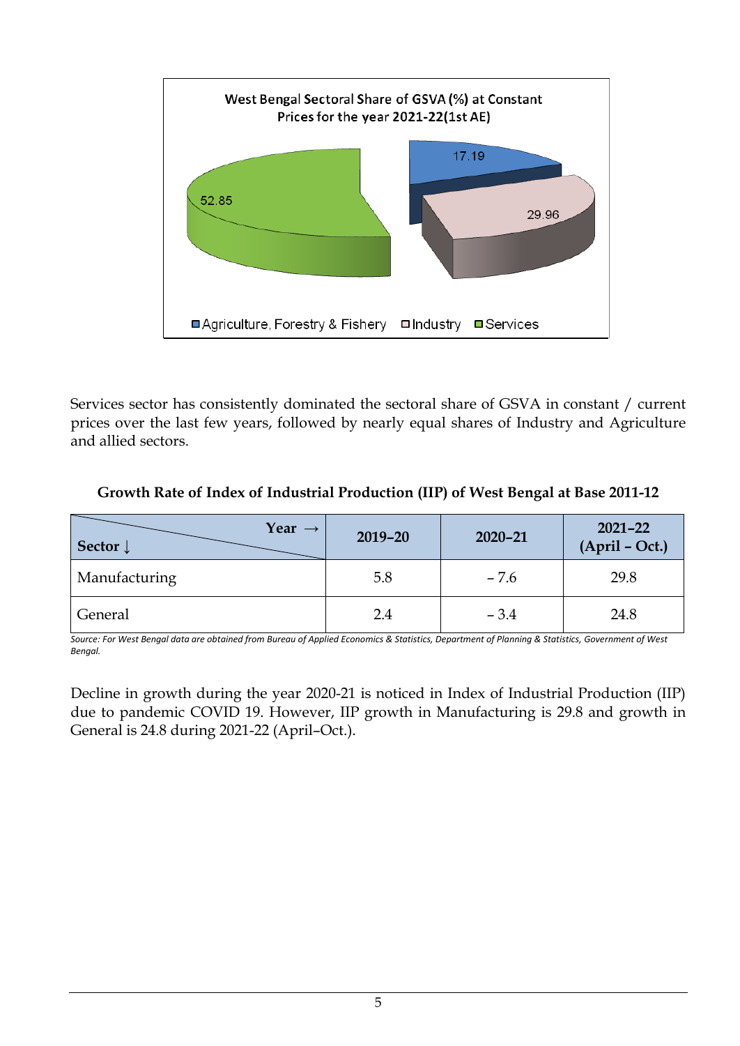West Bengal Sectoral Share of GSVA (%) at Constant Prices for the year 2021-22(1st AE)

Services sector has consistently dominated the sectoral share of GSVA in constant / current prices over the last few years, followed by nearly equal shares of Industry and Agriculture and allied sectors.

**Growth Rate of Index of Industrial Production (IIP) of West Bengal at Base 2011-12**

| Sector ↓ / Year → | 2019–20 | 2020–21 | 2021–22 (April – Oct.) |
|---|---|---|---|
| Manufacturing | 5.8 | – 7.6 | 29.8 |
| General | 2.4 | – 3.4 | 24.8 |

*Source: For West Bengal data are obtained from Bureau of Applied Economics & Statistics, Department of Planning & Statistics, Government of West Bengal.*

Decline in growth during the year 2020-21 is noticed in Index of Industrial Production (IIP) due to pandemic COVID 19. However, IIP growth in Manufacturing is 29.8 and growth in General is 24.8 during 2021-22 (April–Oct.).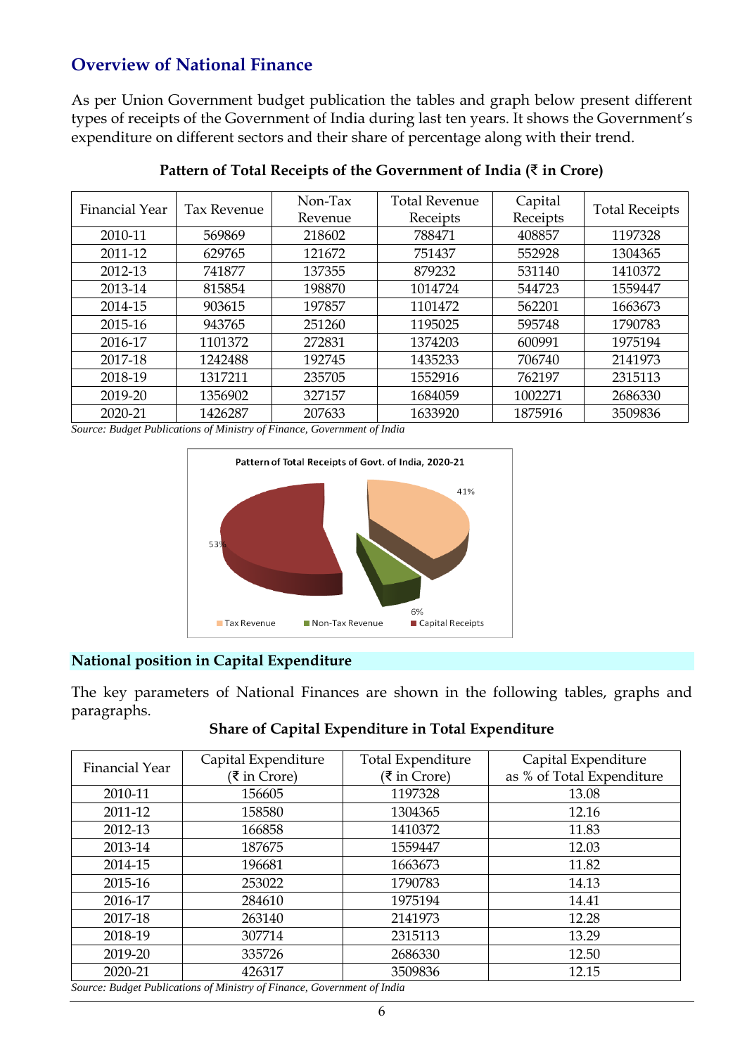## Overview of National Finance

As per Union Government budget publication the tables and graph below present different types of receipts of the Government of India during last ten years. It shows the Government's expenditure on different sectors and their share of percentage along with their trend.

**Pattern of Total Receipts of the Government of India (₹ in Crore)**

| Financial Year | Tax Revenue | Non-Tax Revenue | Total Revenue Receipts | Capital Receipts | Total Receipts |
|---|---|---|---|---|---|
| 2010-11 | 569869 | 218602 | 788471 | 408857 | 1197328 |
| 2011-12 | 629765 | 121672 | 751437 | 552928 | 1304365 |
| 2012-13 | 741877 | 137355 | 879232 | 531140 | 1410372 |
| 2013-14 | 815854 | 198870 | 1014724 | 544723 | 1559447 |
| 2014-15 | 903615 | 197857 | 1101472 | 562201 | 1663673 |
| 2015-16 | 943765 | 251260 | 1195025 | 595748 | 1790783 |
| 2016-17 | 1101372 | 272831 | 1374203 | 600991 | 1975194 |
| 2017-18 | 1242488 | 192745 | 1435233 | 706740 | 2141973 |
| 2018-19 | 1317211 | 235705 | 1552916 | 762197 | 2315113 |
| 2019-20 | 1356902 | 327157 | 1684059 | 1002271 | 2686330 |
| 2020-21 | 1426287 | 207633 | 1633920 | 1875916 | 3509836 |

*Source: Budget Publications of Ministry of Finance, Government of India*

Pattern of Total Receipts of Govt. of India, 2020-21

Tax Revenue 41%; Non-Tax Revenue 6%; Capital Receipts 53%

### National position in Capital Expenditure

The key parameters of National Finances are shown in the following tables, graphs and paragraphs.

**Share of Capital Expenditure in Total Expenditure**

| Financial Year | Capital Expenditure (₹ in Crore) | Total Expenditure (₹ in Crore) | Capital Expenditure as % of Total Expenditure |
|---|---|---|---|
| 2010-11 | 156605 | 1197328 | 13.08 |
| 2011-12 | 158580 | 1304365 | 12.16 |
| 2012-13 | 166858 | 1410372 | 11.83 |
| 2013-14 | 187675 | 1559447 | 12.03 |
| 2014-15 | 196681 | 1663673 | 11.82 |
| 2015-16 | 253022 | 1790783 | 14.13 |
| 2016-17 | 284610 | 1975194 | 14.41 |
| 2017-18 | 263140 | 2141973 | 12.28 |
| 2018-19 | 307714 | 2315113 | 13.29 |
| 2019-20 | 335726 | 2686330 | 12.50 |
| 2020-21 | 426317 | 3509836 | 12.15 |

*Source: Budget Publications of Ministry of Finance, Government of India*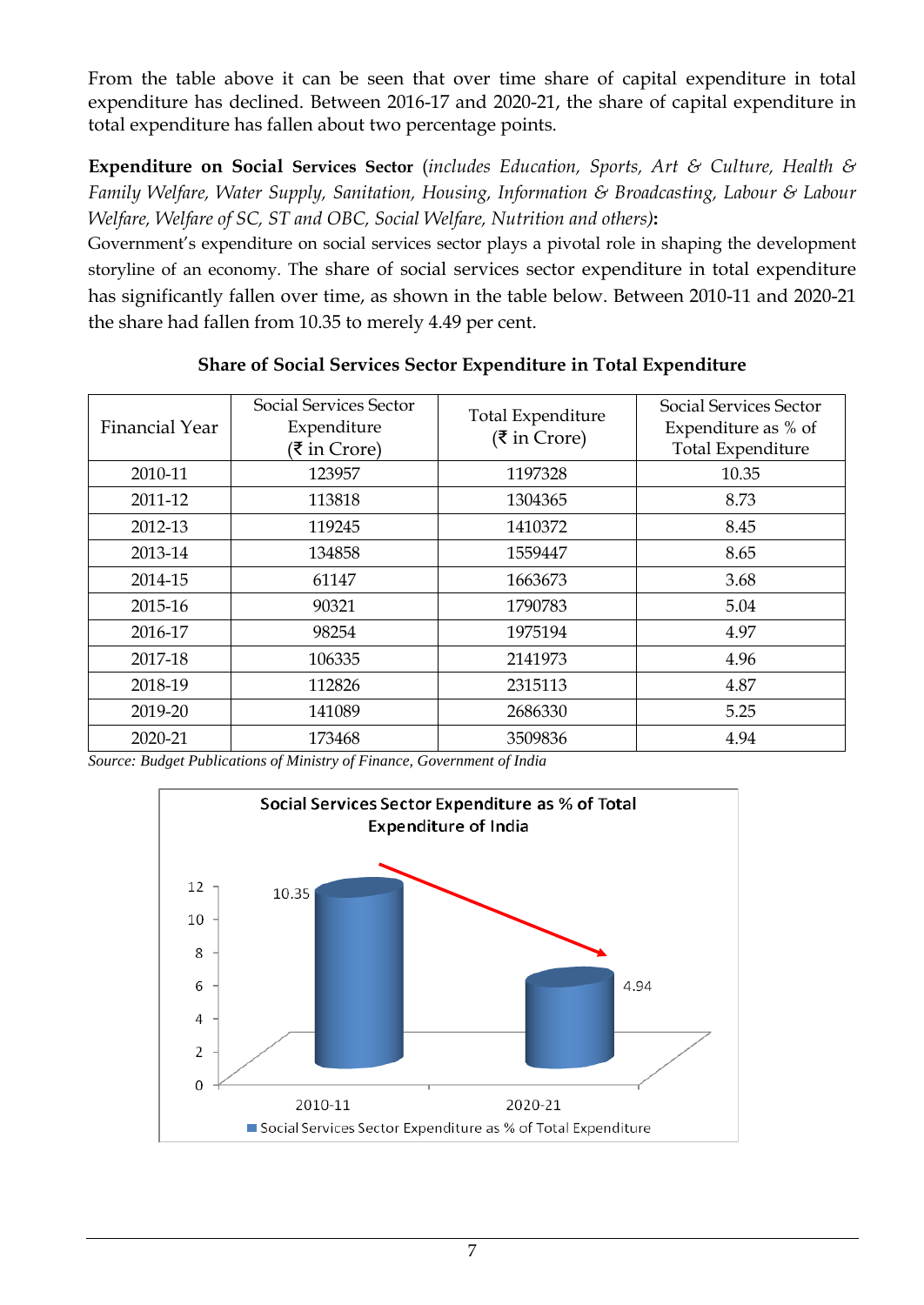From the table above it can be seen that over time share of capital expenditure in total expenditure has declined. Between 2016-17 and 2020-21, the share of capital expenditure in total expenditure has fallen about two percentage points.

**Expenditure on Social Services Sector** (*includes Education, Sports, Art & Culture, Health & Family Welfare, Water Supply, Sanitation, Housing, Information & Broadcasting, Labour & Labour Welfare, Welfare of SC, ST and OBC, Social Welfare, Nutrition and others)***:**

Government's expenditure on social services sector plays a pivotal role in shaping the development storyline of an economy. The share of social services sector expenditure in total expenditure has significantly fallen over time, as shown in the table below. Between 2010-11 and 2020-21 the share had fallen from 10.35 to merely 4.49 per cent.

**Share of Social Services Sector Expenditure in Total Expenditure**

| Financial Year | Social Services Sector Expenditure (₹ in Crore) | Total Expenditure (₹ in Crore) | Social Services Sector Expenditure as % of Total Expenditure |
|---|---|---|---|
| 2010-11 | 123957 | 1197328 | 10.35 |
| 2011-12 | 113818 | 1304365 | 8.73 |
| 2012-13 | 119245 | 1410372 | 8.45 |
| 2013-14 | 134858 | 1559447 | 8.65 |
| 2014-15 | 61147 | 1663673 | 3.68 |
| 2015-16 | 90321 | 1790783 | 5.04 |
| 2016-17 | 98254 | 1975194 | 4.97 |
| 2017-18 | 106335 | 2141973 | 4.96 |
| 2018-19 | 112826 | 2315113 | 4.87 |
| 2019-20 | 141089 | 2686330 | 5.25 |
| 2020-21 | 173468 | 3509836 | 4.94 |

*Source: Budget Publications of Ministry of Finance, Government of India*

**Social Services Sector Expenditure as % of Total Expenditure of India**

| Year | Social Services Sector Expenditure as % of Total Expenditure |
|---|---|
| 2010-11 | 10.35 |
| 2020-21 | 4.94 |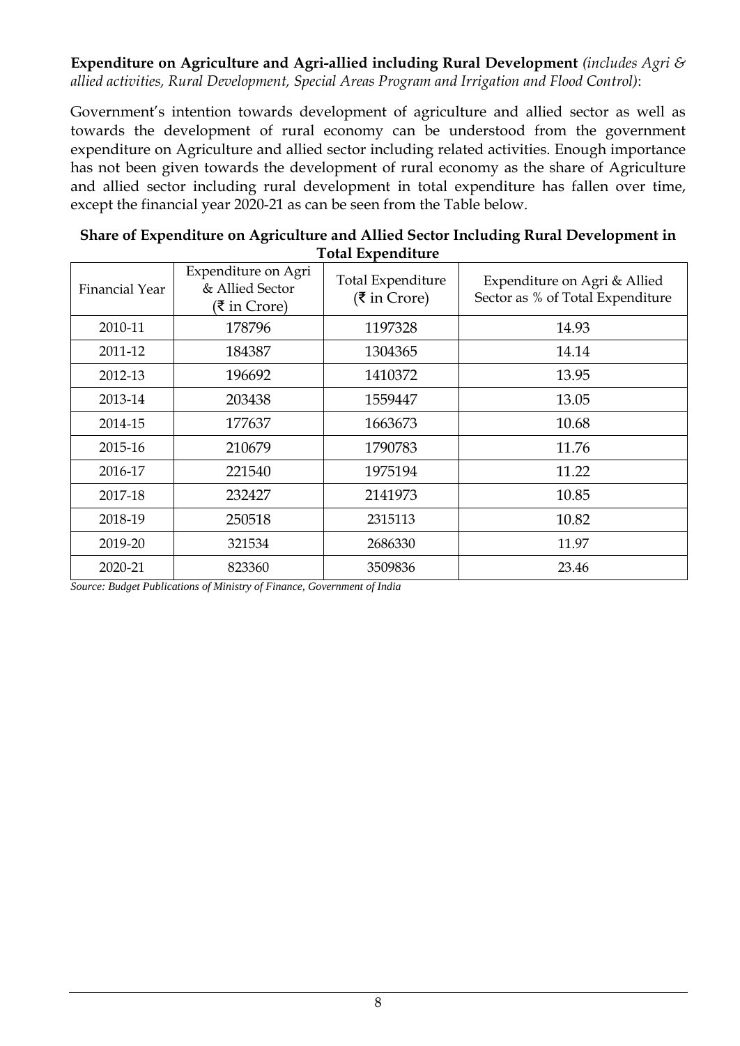**Expenditure on Agriculture and Agri-allied including Rural Development** *(includes Agri & allied activities, Rural Development, Special Areas Program and Irrigation and Flood Control)*:

Government's intention towards development of agriculture and allied sector as well as towards the development of rural economy can be understood from the government expenditure on Agriculture and allied sector including related activities. Enough importance has not been given towards the development of rural economy as the share of Agriculture and allied sector including rural development in total expenditure has fallen over time, except the financial year 2020-21 as can be seen from the Table below.

**Share of Expenditure on Agriculture and Allied Sector Including Rural Development in Total Expenditure**

| Financial Year | Expenditure on Agri & Allied Sector (₹ in Crore) | Total Expenditure (₹ in Crore) | Expenditure on Agri & Allied Sector as % of Total Expenditure |
|---|---|---|---|
| 2010-11 | 178796 | 1197328 | 14.93 |
| 2011-12 | 184387 | 1304365 | 14.14 |
| 2012-13 | 196692 | 1410372 | 13.95 |
| 2013-14 | 203438 | 1559447 | 13.05 |
| 2014-15 | 177637 | 1663673 | 10.68 |
| 2015-16 | 210679 | 1790783 | 11.76 |
| 2016-17 | 221540 | 1975194 | 11.22 |
| 2017-18 | 232427 | 2141973 | 10.85 |
| 2018-19 | 250518 | 2315113 | 10.82 |
| 2019-20 | 321534 | 2686330 | 11.97 |
| 2020-21 | 823360 | 3509836 | 23.46 |

*Source: Budget Publications of Ministry of Finance, Government of India*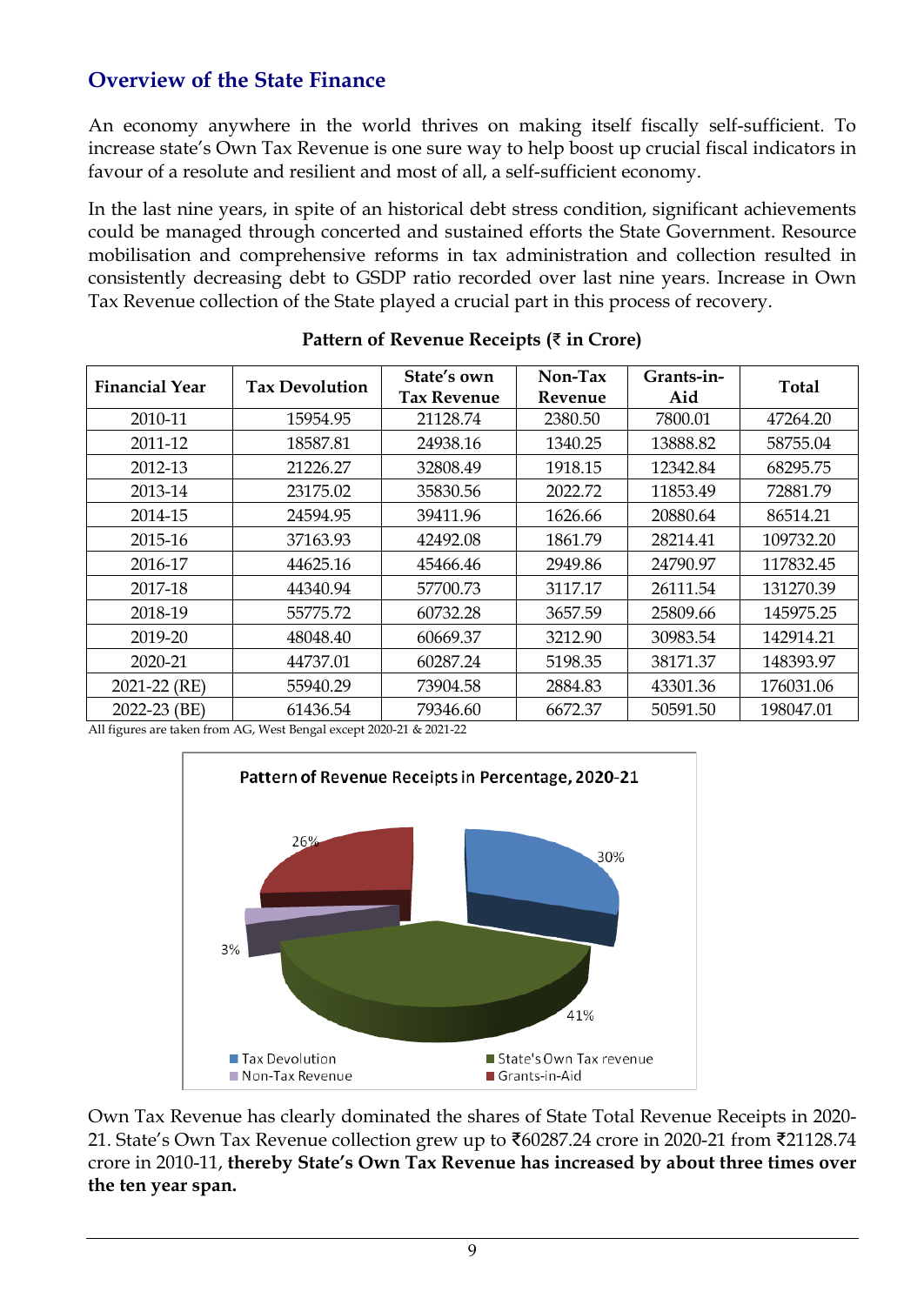## Overview of the State Finance

An economy anywhere in the world thrives on making itself fiscally self-sufficient. To increase state's Own Tax Revenue is one sure way to help boost up crucial fiscal indicators in favour of a resolute and resilient and most of all, a self-sufficient economy.

In the last nine years, in spite of an historical debt stress condition, significant achievements could be managed through concerted and sustained efforts the State Government. Resource mobilisation and comprehensive reforms in tax administration and collection resulted in consistently decreasing debt to GSDP ratio recorded over last nine years. Increase in Own Tax Revenue collection of the State played a crucial part in this process of recovery.

**Pattern of Revenue Receipts (₹ in Crore)**

| Financial Year | Tax Devolution | State's own Tax Revenue | Non-Tax Revenue | Grants-in-Aid | Total |
|---|---|---|---|---|---|
| 2010-11 | 15954.95 | 21128.74 | 2380.50 | 7800.01 | 47264.20 |
| 2011-12 | 18587.81 | 24938.16 | 1340.25 | 13888.82 | 58755.04 |
| 2012-13 | 21226.27 | 32808.49 | 1918.15 | 12342.84 | 68295.75 |
| 2013-14 | 23175.02 | 35830.56 | 2022.72 | 11853.49 | 72881.79 |
| 2014-15 | 24594.95 | 39411.96 | 1626.66 | 20880.64 | 86514.21 |
| 2015-16 | 37163.93 | 42492.08 | 1861.79 | 28214.41 | 109732.20 |
| 2016-17 | 44625.16 | 45466.46 | 2949.86 | 24790.97 | 117832.45 |
| 2017-18 | 44340.94 | 57700.73 | 3117.17 | 26111.54 | 131270.39 |
| 2018-19 | 55775.72 | 60732.28 | 3657.59 | 25809.66 | 145975.25 |
| 2019-20 | 48048.40 | 60669.37 | 3212.90 | 30983.54 | 142914.21 |
| 2020-21 | 44737.01 | 60287.24 | 5198.35 | 38171.37 | 148393.97 |
| 2021-22 (RE) | 55940.29 | 73904.58 | 2884.83 | 43301.36 | 176031.06 |
| 2022-23 (BE) | 61436.54 | 79346.60 | 6672.37 | 50591.50 | 198047.01 |

All figures are taken from AG, West Bengal except 2020-21 & 2021-22

**Pattern of Revenue Receipts in Percentage, 2020-21**

- Tax Devolution: 30%
- State's Own Tax revenue: 41%
- Non-Tax Revenue: 3%
- Grants-in-Aid: 26%

Own Tax Revenue has clearly dominated the shares of State Total Revenue Receipts in 2020-21. State's Own Tax Revenue collection grew up to ₹60287.24 crore in 2020-21 from ₹21128.74 crore in 2010-11, **thereby State's Own Tax Revenue has increased by about three times over the ten year span.**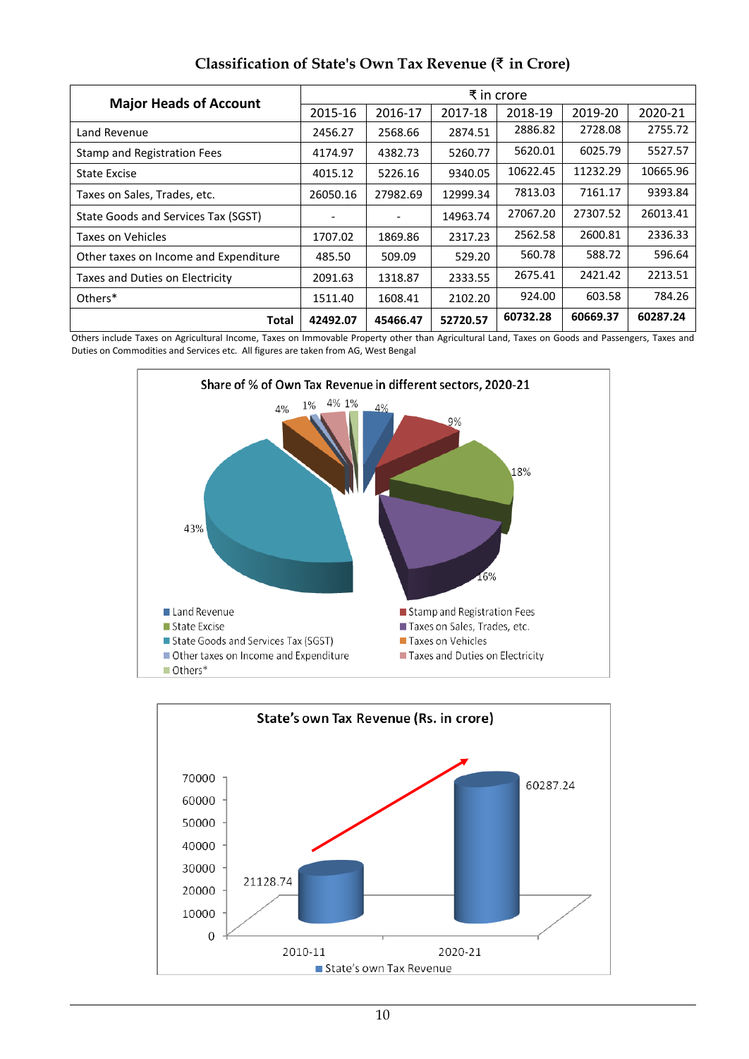## Classification of State's Own Tax Revenue (₹ in Crore)

| Major Heads of Account | ₹ in crore | | | | | |
|---|---|---|---|---|---|---|
| | 2015-16 | 2016-17 | 2017-18 | 2018-19 | 2019-20 | 2020-21 |
| Land Revenue | 2456.27 | 2568.66 | 2874.51 | 2886.82 | 2728.08 | 2755.72 |
| Stamp and Registration Fees | 4174.97 | 4382.73 | 5260.77 | 5620.01 | 6025.79 | 5527.57 |
| State Excise | 4015.12 | 5226.16 | 9340.05 | 10622.45 | 11232.29 | 10665.96 |
| Taxes on Sales, Trades, etc. | 26050.16 | 27982.69 | 12999.34 | 7813.03 | 7161.17 | 9393.84 |
| State Goods and Services Tax (SGST) | - | - | 14963.74 | 27067.20 | 27307.52 | 26013.41 |
| Taxes on Vehicles | 1707.02 | 1869.86 | 2317.23 | 2562.58 | 2600.81 | 2336.33 |
| Other taxes on Income and Expenditure | 485.50 | 509.09 | 529.20 | 560.78 | 588.72 | 596.64 |
| Taxes and Duties on Electricity | 2091.63 | 1318.87 | 2333.55 | 2675.41 | 2421.42 | 2213.51 |
| Others* | 1511.40 | 1608.41 | 2102.20 | 924.00 | 603.58 | 784.26 |
| **Total** | **42492.07** | **45466.47** | **52720.57** | **60732.28** | **60669.37** | **60287.24** |

Others include Taxes on Agricultural Income, Taxes on Immovable Property other than Agricultural Land, Taxes on Goods and Passengers, Taxes and Duties on Commodities and Services etc. All figures are taken from AG, West Bengal

Share of % of Own Tax Revenue in different sectors, 2020-21

State's own Tax Revenue (Rs. in crore)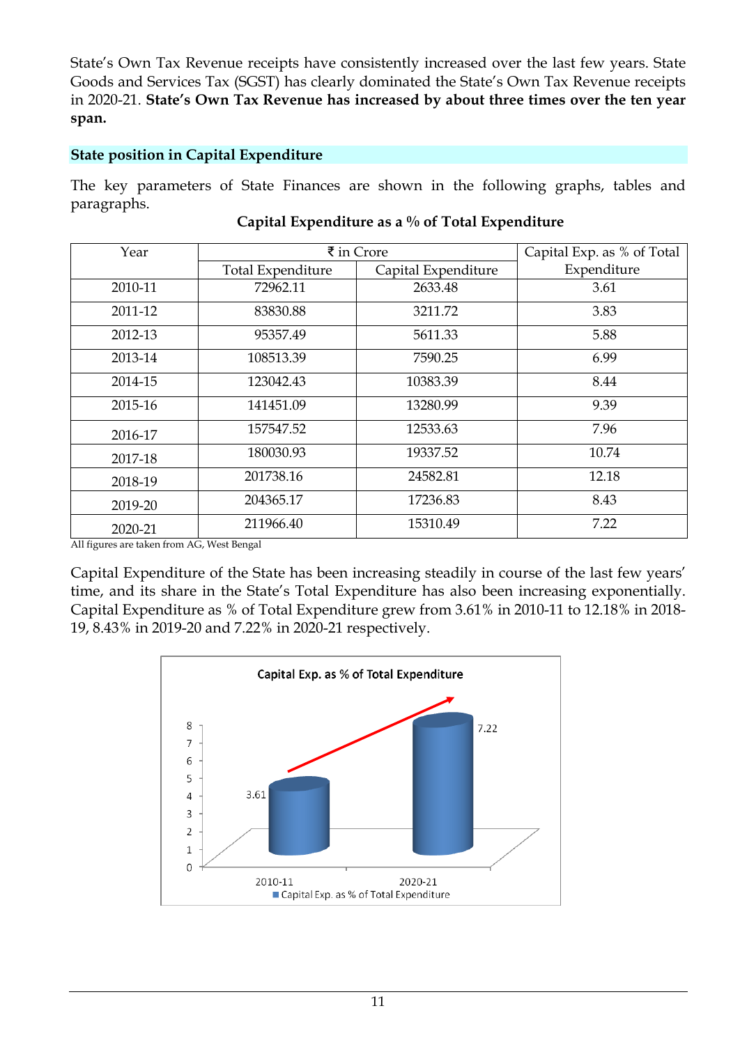State's Own Tax Revenue receipts have consistently increased over the last few years. State Goods and Services Tax (SGST) has clearly dominated the State's Own Tax Revenue receipts in 2020-21. **State's Own Tax Revenue has increased by about three times over the ten year span.**

## State position in Capital Expenditure

The key parameters of State Finances are shown in the following graphs, tables and paragraphs.

**Capital Expenditure as a % of Total Expenditure**

| Year | ₹ in Crore | | Capital Exp. as % of Total Expenditure |
|---|---|---|---|
| | Total Expenditure | Capital Expenditure | |
| 2010-11 | 72962.11 | 2633.48 | 3.61 |
| 2011-12 | 83830.88 | 3211.72 | 3.83 |
| 2012-13 | 95357.49 | 5611.33 | 5.88 |
| 2013-14 | 108513.39 | 7590.25 | 6.99 |
| 2014-15 | 123042.43 | 10383.39 | 8.44 |
| 2015-16 | 141451.09 | 13280.99 | 9.39 |
| 2016-17 | 157547.52 | 12533.63 | 7.96 |
| 2017-18 | 180030.93 | 19337.52 | 10.74 |
| 2018-19 | 201738.16 | 24582.81 | 12.18 |
| 2019-20 | 204365.17 | 17236.83 | 8.43 |
| 2020-21 | 211966.40 | 15310.49 | 7.22 |

All figures are taken from AG, West Bengal

Capital Expenditure of the State has been increasing steadily in course of the last few years' time, and its share in the State's Total Expenditure has also been increasing exponentially. Capital Expenditure as % of Total Expenditure grew from 3.61% in 2010-11 to 12.18% in 2018-19, 8.43% in 2019-20 and 7.22% in 2020-21 respectively.

**Capital Exp. as % of Total Expenditure**

| Year | Capital Exp. as % of Total Expenditure |
|---|---|
| 2010-11 | 3.61 |
| 2020-21 | 7.22 |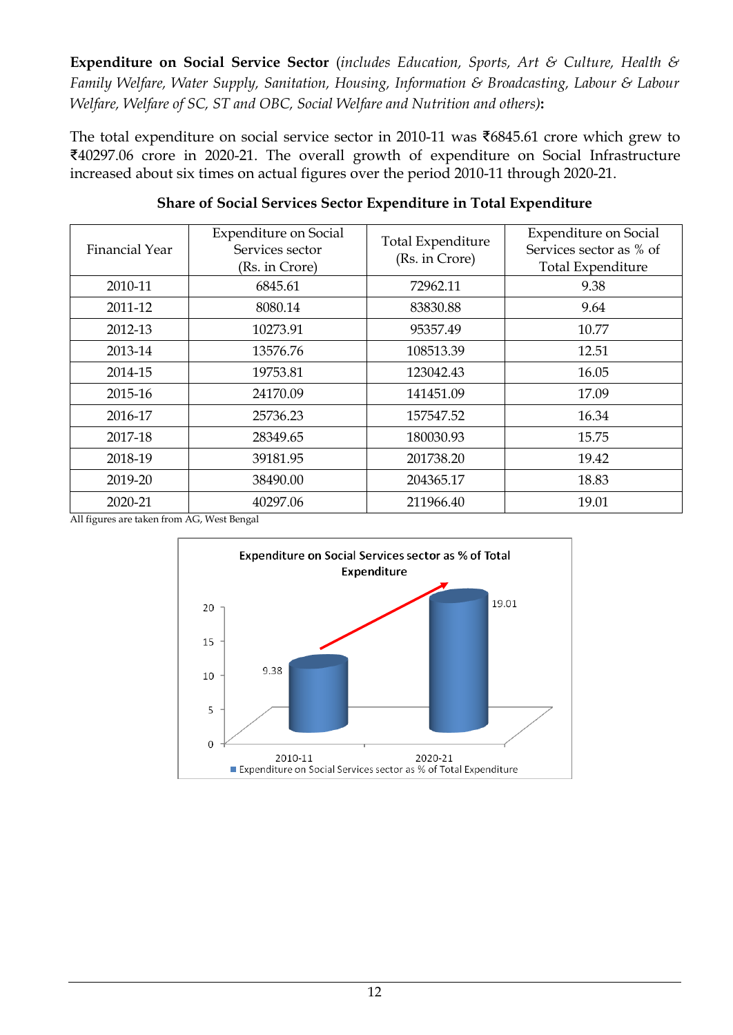**Expenditure on Social Service Sector** (*includes Education, Sports, Art & Culture, Health & Family Welfare, Water Supply, Sanitation, Housing, Information & Broadcasting, Labour & Labour Welfare, Welfare of SC, ST and OBC, Social Welfare and Nutrition and others)***:**

The total expenditure on social service sector in 2010-11 was ₹6845.61 crore which grew to ₹40297.06 crore in 2020-21. The overall growth of expenditure on Social Infrastructure increased about six times on actual figures over the period 2010-11 through 2020-21.

**Share of Social Services Sector Expenditure in Total Expenditure**

| Financial Year | Expenditure on Social Services sector (Rs. in Crore) | Total Expenditure (Rs. in Crore) | Expenditure on Social Services sector as % of Total Expenditure |
|---|---|---|---|
| 2010-11 | 6845.61 | 72962.11 | 9.38 |
| 2011-12 | 8080.14 | 83830.88 | 9.64 |
| 2012-13 | 10273.91 | 95357.49 | 10.77 |
| 2013-14 | 13576.76 | 108513.39 | 12.51 |
| 2014-15 | 19753.81 | 123042.43 | 16.05 |
| 2015-16 | 24170.09 | 141451.09 | 17.09 |
| 2016-17 | 25736.23 | 157547.52 | 16.34 |
| 2017-18 | 28349.65 | 180030.93 | 15.75 |
| 2018-19 | 39181.95 | 201738.20 | 19.42 |
| 2019-20 | 38490.00 | 204365.17 | 18.83 |
| 2020-21 | 40297.06 | 211966.40 | 19.01 |

All figures are taken from AG, West Bengal

**Expenditure on Social Services sector as % of Total Expenditure**

| Year | Expenditure on Social Services sector as % of Total Expenditure |
|---|---|
| 2010-11 | 9.38 |
| 2020-21 | 19.01 |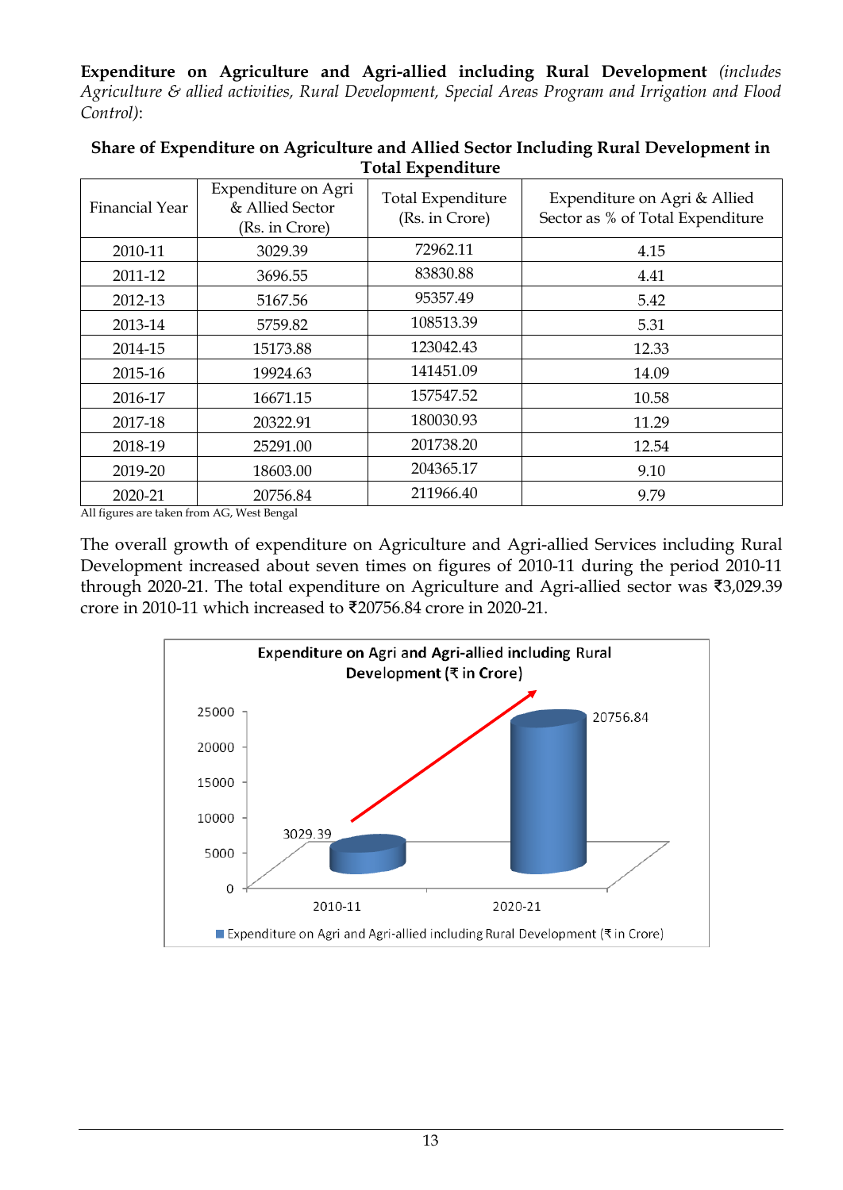**Expenditure on Agriculture and Agri-allied including Rural Development** *(includes Agriculture & allied activities, Rural Development, Special Areas Program and Irrigation and Flood Control)*:

**Share of Expenditure on Agriculture and Allied Sector Including Rural Development in Total Expenditure**

| Financial Year | Expenditure on Agri & Allied Sector (Rs. in Crore) | Total Expenditure (Rs. in Crore) | Expenditure on Agri & Allied Sector as % of Total Expenditure |
|---|---|---|---|
| 2010-11 | 3029.39 | 72962.11 | 4.15 |
| 2011-12 | 3696.55 | 83830.88 | 4.41 |
| 2012-13 | 5167.56 | 95357.49 | 5.42 |
| 2013-14 | 5759.82 | 108513.39 | 5.31 |
| 2014-15 | 15173.88 | 123042.43 | 12.33 |
| 2015-16 | 19924.63 | 141451.09 | 14.09 |
| 2016-17 | 16671.15 | 157547.52 | 10.58 |
| 2017-18 | 20322.91 | 180030.93 | 11.29 |
| 2018-19 | 25291.00 | 201738.20 | 12.54 |
| 2019-20 | 18603.00 | 204365.17 | 9.10 |
| 2020-21 | 20756.84 | 211966.40 | 9.79 |

All figures are taken from AG, West Bengal

The overall growth of expenditure on Agriculture and Agri-allied Services including Rural Development increased about seven times on figures of 2010-11 during the period 2010-11 through 2020-21. The total expenditure on Agriculture and Agri-allied sector was ₹3,029.39 crore in 2010-11 which increased to ₹20756.84 crore in 2020-21.

**Expenditure on Agri and Agri-allied including Rural Development (₹ in Crore)**

| Year | Expenditure on Agri and Agri-allied including Rural Development (₹ in Crore) |
|---|---|
| 2010-11 | 3029.39 |
| 2020-21 | 20756.84 |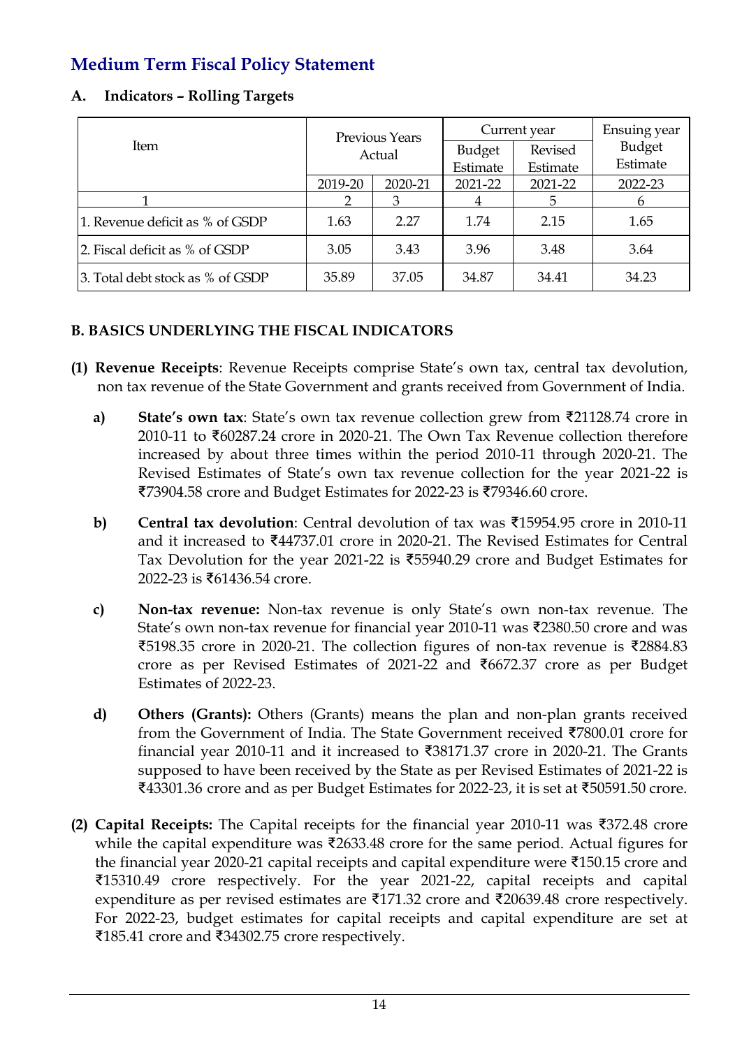## Medium Term Fiscal Policy Statement

### A. Indicators – Rolling Targets

| Item | Previous Years Actual | | Current year | | Ensuing year |
|---|---|---|---|---|---|
| | | | Budget Estimate | Revised Estimate | Budget Estimate |
| | 2019-20 | 2020-21 | 2021-22 | 2021-22 | 2022-23 |
| 1 | 2 | 3 | 4 | 5 | 6 |
| 1. Revenue deficit as % of GSDP | 1.63 | 2.27 | 1.74 | 2.15 | 1.65 |
| 2. Fiscal deficit as % of GSDP | 3.05 | 3.43 | 3.96 | 3.48 | 3.64 |
| 3. Total debt stock as % of GSDP | 35.89 | 37.05 | 34.87 | 34.41 | 34.23 |

### B. BASICS UNDERLYING THE FISCAL INDICATORS

**(1) Revenue Receipts**: Revenue Receipts comprise State's own tax, central tax devolution, non tax revenue of the State Government and grants received from Government of India.

- **a) State's own tax**: State's own tax revenue collection grew from ₹21128.74 crore in 2010-11 to ₹60287.24 crore in 2020-21. The Own Tax Revenue collection therefore increased by about three times within the period 2010-11 through 2020-21. The Revised Estimates of State's own tax revenue collection for the year 2021-22 is ₹73904.58 crore and Budget Estimates for 2022-23 is ₹79346.60 crore.

- **b) Central tax devolution**: Central devolution of tax was ₹15954.95 crore in 2010-11 and it increased to ₹44737.01 crore in 2020-21. The Revised Estimates for Central Tax Devolution for the year 2021-22 is ₹55940.29 crore and Budget Estimates for 2022-23 is ₹61436.54 crore.

- **c) Non-tax revenue:** Non-tax revenue is only State's own non-tax revenue. The State's own non-tax revenue for financial year 2010-11 was ₹2380.50 crore and was ₹5198.35 crore in 2020-21. The collection figures of non-tax revenue is ₹2884.83 crore as per Revised Estimates of 2021-22 and ₹6672.37 crore as per Budget Estimates of 2022-23.

- **d) Others (Grants):** Others (Grants) means the plan and non-plan grants received from the Government of India. The State Government received ₹7800.01 crore for financial year 2010-11 and it increased to ₹38171.37 crore in 2020-21. The Grants supposed to have been received by the State as per Revised Estimates of 2021-22 is ₹43301.36 crore and as per Budget Estimates for 2022-23, it is set at ₹50591.50 crore.

**(2) Capital Receipts:** The Capital receipts for the financial year 2010-11 was ₹372.48 crore while the capital expenditure was ₹2633.48 crore for the same period. Actual figures for the financial year 2020-21 capital receipts and capital expenditure were ₹150.15 crore and ₹15310.49 crore respectively. For the year 2021-22, capital receipts and capital expenditure as per revised estimates are ₹171.32 crore and ₹20639.48 crore respectively. For 2022-23, budget estimates for capital receipts and capital expenditure are set at ₹185.41 crore and ₹34302.75 crore respectively.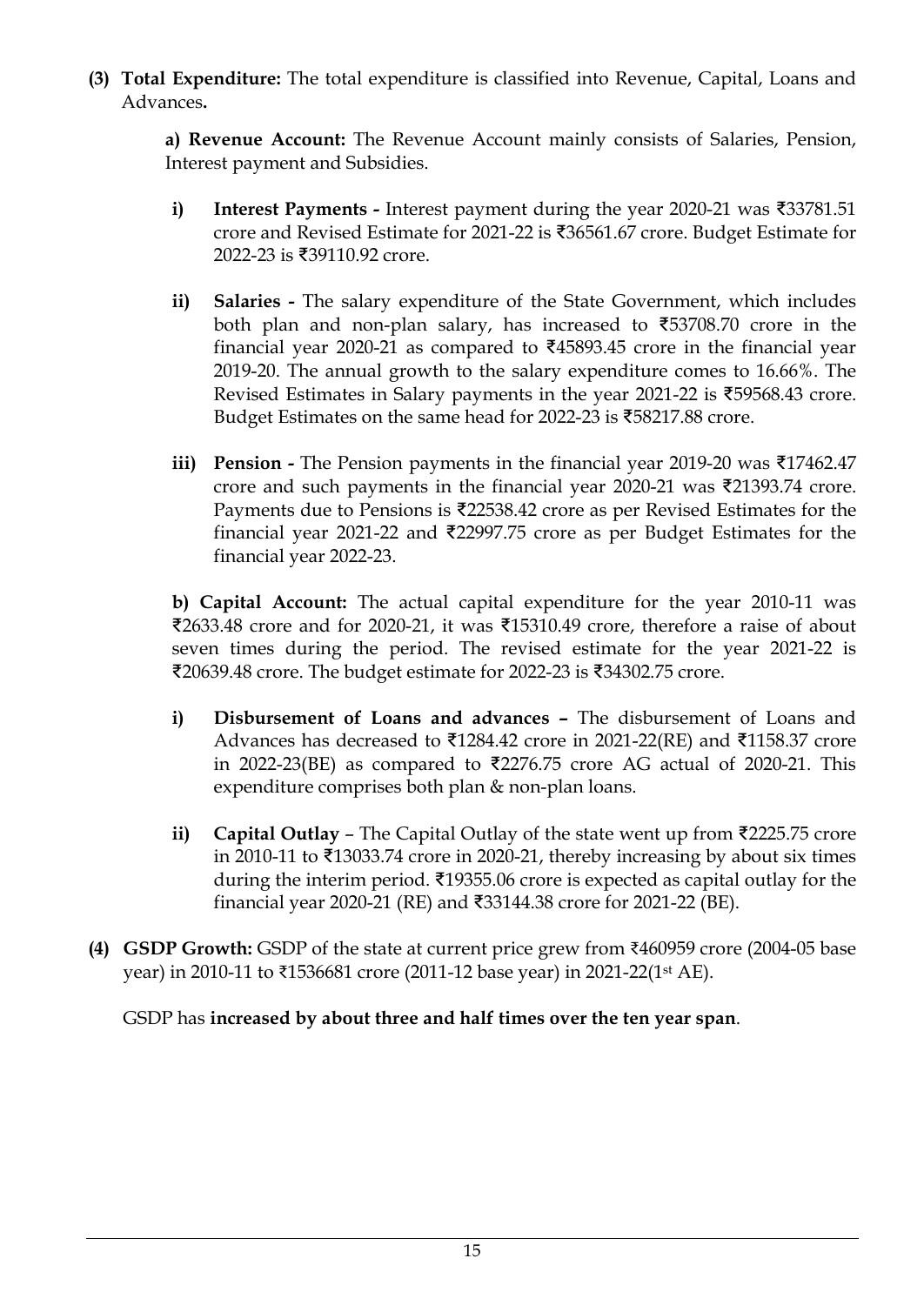**(3) Total Expenditure:** The total expenditure is classified into Revenue, Capital, Loans and Advances**.**

**a) Revenue Account:** The Revenue Account mainly consists of Salaries, Pension, Interest payment and Subsidies.

- **i) Interest Payments -** Interest payment during the year 2020-21 was ₹33781.51 crore and Revised Estimate for 2021-22 is ₹36561.67 crore. Budget Estimate for 2022-23 is ₹39110.92 crore.

- **ii) Salaries -** The salary expenditure of the State Government, which includes both plan and non-plan salary, has increased to ₹53708.70 crore in the financial year 2020-21 as compared to ₹45893.45 crore in the financial year 2019-20. The annual growth to the salary expenditure comes to 16.66%. The Revised Estimates in Salary payments in the year 2021-22 is ₹59568.43 crore. Budget Estimates on the same head for 2022-23 is ₹58217.88 crore.

- **iii) Pension -** The Pension payments in the financial year 2019-20 was ₹17462.47 crore and such payments in the financial year 2020-21 was ₹21393.74 crore. Payments due to Pensions is ₹22538.42 crore as per Revised Estimates for the financial year 2021-22 and ₹22997.75 crore as per Budget Estimates for the financial year 2022-23.

**b) Capital Account:** The actual capital expenditure for the year 2010-11 was ₹2633.48 crore and for 2020-21, it was ₹15310.49 crore, therefore a raise of about seven times during the period. The revised estimate for the year 2021-22 is ₹20639.48 crore. The budget estimate for 2022-23 is ₹34302.75 crore.

- **i) Disbursement of Loans and advances –** The disbursement of Loans and Advances has decreased to ₹1284.42 crore in 2021-22(RE) and ₹1158.37 crore in 2022-23(BE) as compared to ₹2276.75 crore AG actual of 2020-21. This expenditure comprises both plan & non-plan loans.

- **ii) Capital Outlay** – The Capital Outlay of the state went up from ₹2225.75 crore in 2010-11 to ₹13033.74 crore in 2020-21, thereby increasing by about six times during the interim period. ₹19355.06 crore is expected as capital outlay for the financial year 2020-21 (RE) and ₹33144.38 crore for 2021-22 (BE).

**(4) GSDP Growth:** GSDP of the state at current price grew from ₹460959 crore (2004-05 base year) in 2010-11 to ₹1536681 crore (2011-12 base year) in 2021-22(1st AE).

GSDP has **increased by about three and half times over the ten year span**.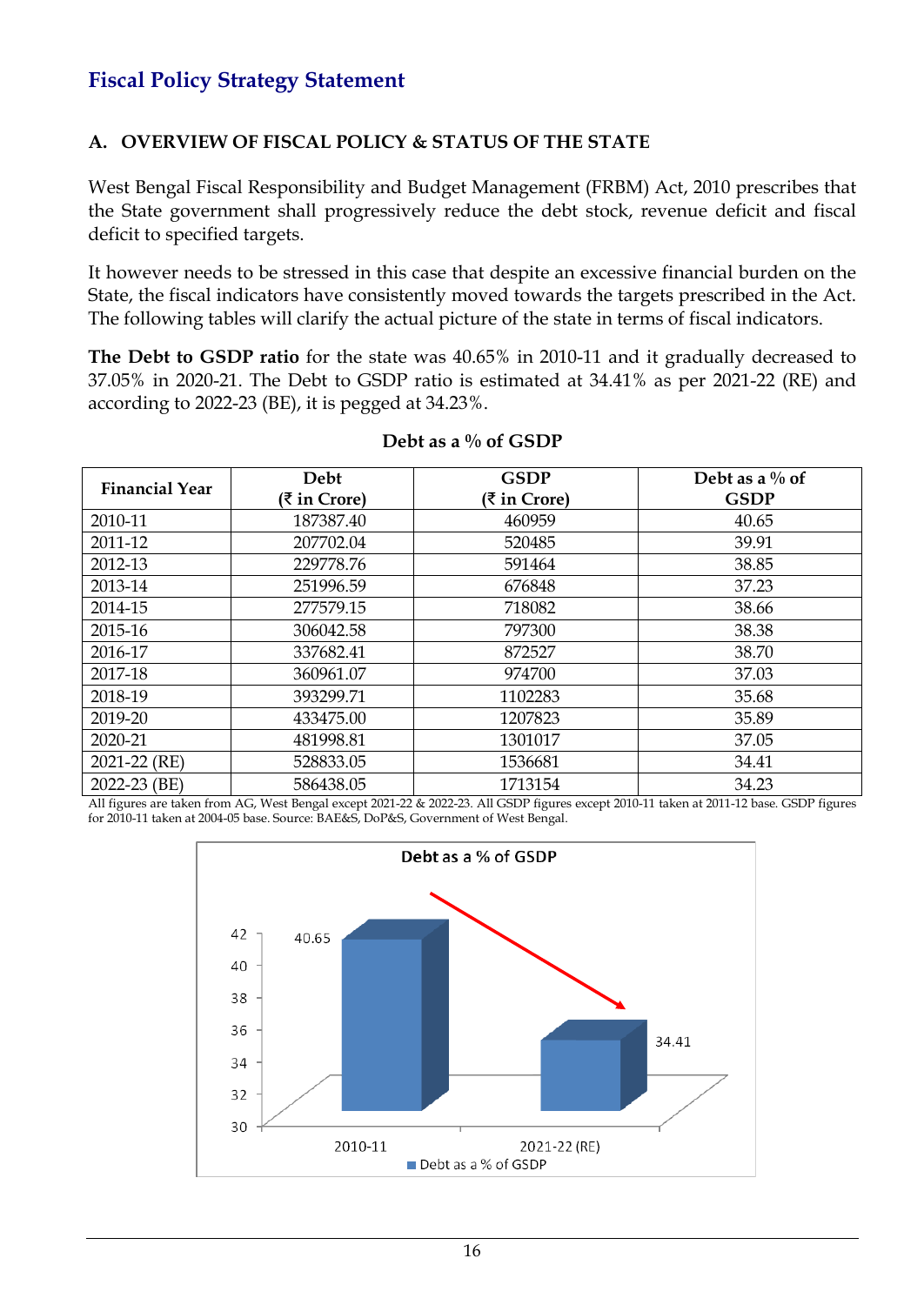## Fiscal Policy Strategy Statement

### A. OVERVIEW OF FISCAL POLICY & STATUS OF THE STATE

West Bengal Fiscal Responsibility and Budget Management (FRBM) Act, 2010 prescribes that the State government shall progressively reduce the debt stock, revenue deficit and fiscal deficit to specified targets.

It however needs to be stressed in this case that despite an excessive financial burden on the State, the fiscal indicators have consistently moved towards the targets prescribed in the Act. The following tables will clarify the actual picture of the state in terms of fiscal indicators.

**The Debt to GSDP ratio** for the state was 40.65% in 2010-11 and it gradually decreased to 37.05% in 2020-21. The Debt to GSDP ratio is estimated at 34.41% as per 2021-22 (RE) and according to 2022-23 (BE), it is pegged at 34.23%.

**Debt as a % of GSDP**

| Financial Year | Debt (₹ in Crore) | GSDP (₹ in Crore) | Debt as a % of GSDP |
|---|---|---|---|
| 2010-11 | 187387.40 | 460959 | 40.65 |
| 2011-12 | 207702.04 | 520485 | 39.91 |
| 2012-13 | 229778.76 | 591464 | 38.85 |
| 2013-14 | 251996.59 | 676848 | 37.23 |
| 2014-15 | 277579.15 | 718082 | 38.66 |
| 2015-16 | 306042.58 | 797300 | 38.38 |
| 2016-17 | 337682.41 | 872527 | 38.70 |
| 2017-18 | 360961.07 | 974700 | 37.03 |
| 2018-19 | 393299.71 | 1102283 | 35.68 |
| 2019-20 | 433475.00 | 1207823 | 35.89 |
| 2020-21 | 481998.81 | 1301017 | 37.05 |
| 2021-22 (RE) | 528833.05 | 1536681 | 34.41 |
| 2022-23 (BE) | 586438.05 | 1713154 | 34.23 |

All figures are taken from AG, West Bengal except 2021-22 & 2022-23. All GSDP figures except 2010-11 taken at 2011-12 base. GSDP figures for 2010-11 taken at 2004-05 base. Source: BAE&S, DoP&S, Government of West Bengal.

**Debt as a % of GSDP**

| Year | Debt as a % of GSDP |
|---|---|
| 2010-11 | 40.65 |
| 2021-22 (RE) | 34.41 |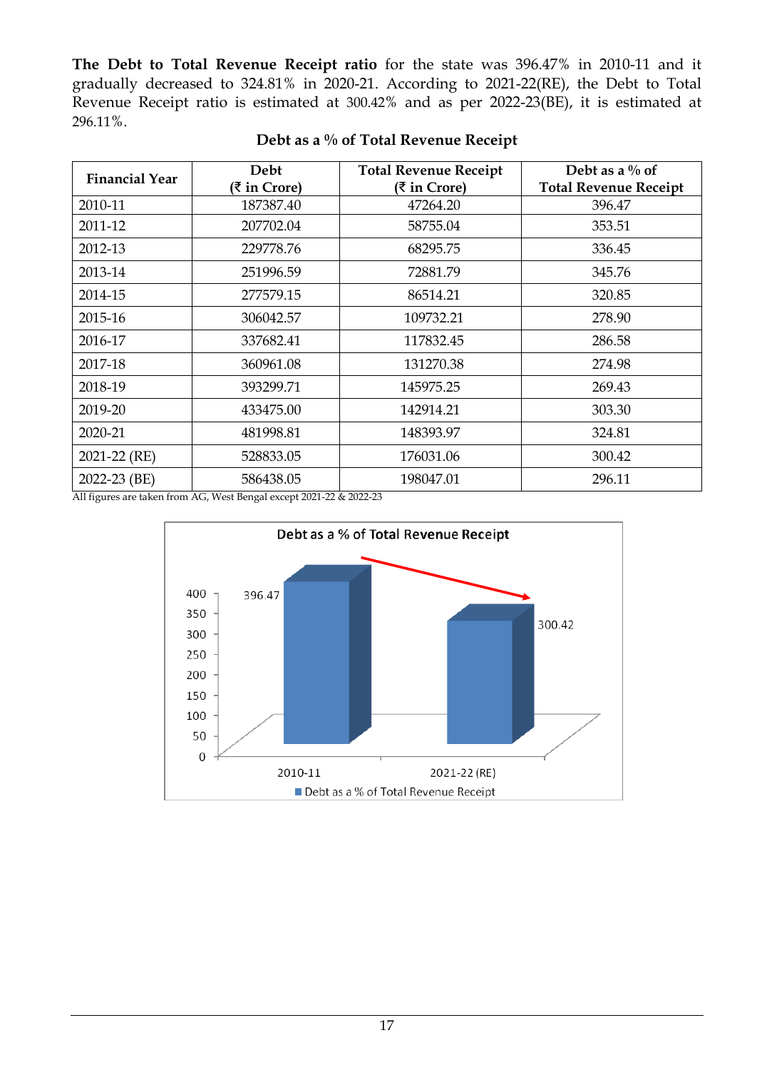**The Debt to Total Revenue Receipt ratio** for the state was 396.47% in 2010-11 and it gradually decreased to 324.81% in 2020-21. According to 2021-22(RE), the Debt to Total Revenue Receipt ratio is estimated at 300.42% and as per 2022-23(BE), it is estimated at 296.11%.

**Debt as a % of Total Revenue Receipt**

| Financial Year | Debt (₹ in Crore) | Total Revenue Receipt (₹ in Crore) | Debt as a % of Total Revenue Receipt |
|---|---|---|---|
| 2010-11 | 187387.40 | 47264.20 | 396.47 |
| 2011-12 | 207702.04 | 58755.04 | 353.51 |
| 2012-13 | 229778.76 | 68295.75 | 336.45 |
| 2013-14 | 251996.59 | 72881.79 | 345.76 |
| 2014-15 | 277579.15 | 86514.21 | 320.85 |
| 2015-16 | 306042.57 | 109732.21 | 278.90 |
| 2016-17 | 337682.41 | 117832.45 | 286.58 |
| 2017-18 | 360961.08 | 131270.38 | 274.98 |
| 2018-19 | 393299.71 | 145975.25 | 269.43 |
| 2019-20 | 433475.00 | 142914.21 | 303.30 |
| 2020-21 | 481998.81 | 148393.97 | 324.81 |
| 2021-22 (RE) | 528833.05 | 176031.06 | 300.42 |
| 2022-23 (BE) | 586438.05 | 198047.01 | 296.11 |

All figures are taken from AG, West Bengal except 2021-22 & 2022-23

Debt as a % of Total Revenue Receipt

| | Debt as a % of Total Revenue Receipt |
|---|---|
| 2010-11 | 396.47 |
| 2021-22 (RE) | 300.42 |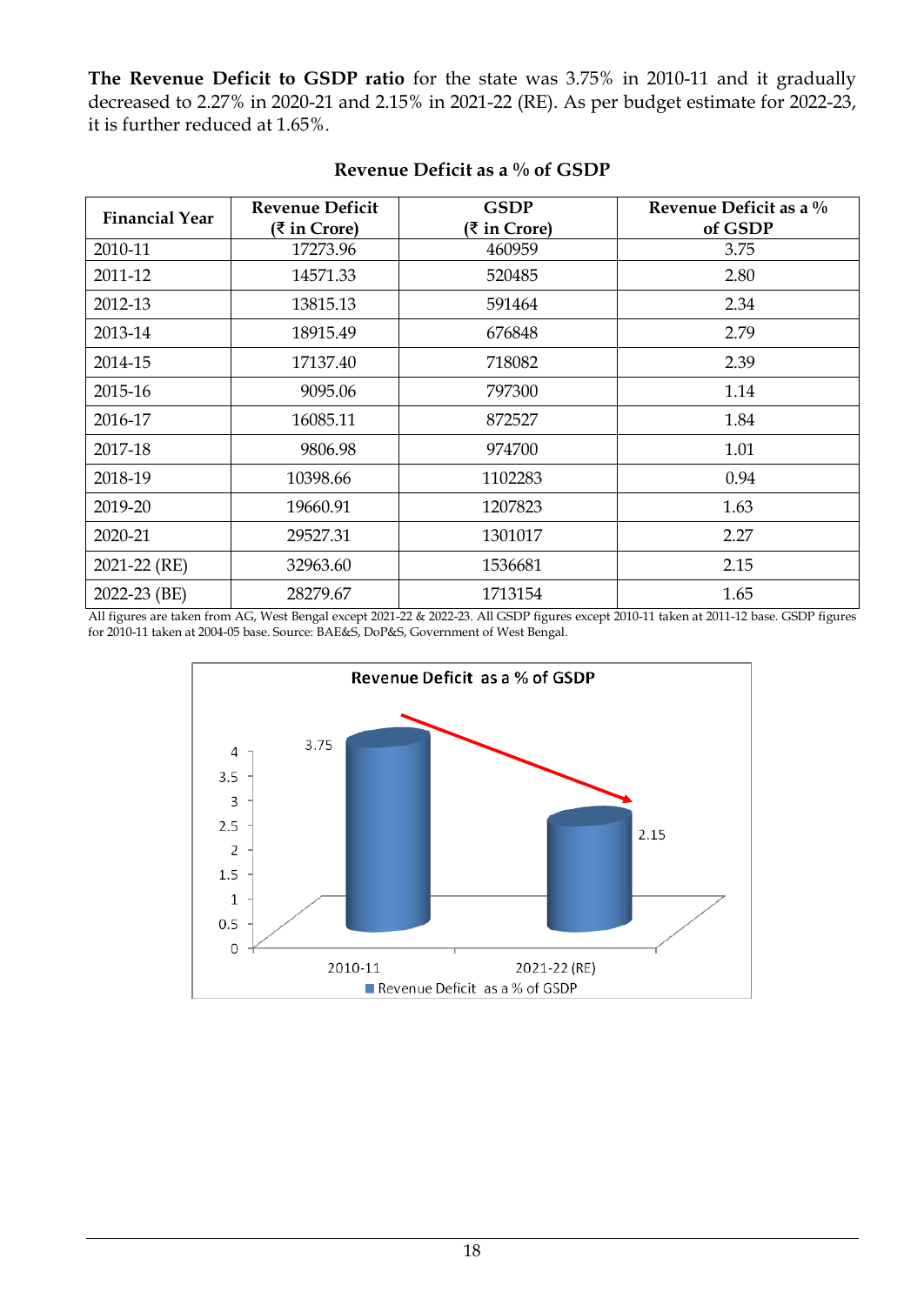**The Revenue Deficit to GSDP ratio** for the state was 3.75% in 2010-11 and it gradually decreased to 2.27% in 2020-21 and 2.15% in 2021-22 (RE). As per budget estimate for 2022-23, it is further reduced at 1.65%.

**Revenue Deficit as a % of GSDP**

| Financial Year | Revenue Deficit (₹ in Crore) | GSDP (₹ in Crore) | Revenue Deficit as a % of GSDP |
|---|---|---|---|
| 2010-11 | 17273.96 | 460959 | 3.75 |
| 2011-12 | 14571.33 | 520485 | 2.80 |
| 2012-13 | 13815.13 | 591464 | 2.34 |
| 2013-14 | 18915.49 | 676848 | 2.79 |
| 2014-15 | 17137.40 | 718082 | 2.39 |
| 2015-16 | 9095.06 | 797300 | 1.14 |
| 2016-17 | 16085.11 | 872527 | 1.84 |
| 2017-18 | 9806.98 | 974700 | 1.01 |
| 2018-19 | 10398.66 | 1102283 | 0.94 |
| 2019-20 | 19660.91 | 1207823 | 1.63 |
| 2020-21 | 29527.31 | 1301017 | 2.27 |
| 2021-22 (RE) | 32963.60 | 1536681 | 2.15 |
| 2022-23 (BE) | 28279.67 | 1713154 | 1.65 |

All figures are taken from AG, West Bengal except 2021-22 & 2022-23. All GSDP figures except 2010-11 taken at 2011-12 base. GSDP figures for 2010-11 taken at 2004-05 base. Source: BAE&S, DoP&S, Government of West Bengal.

**Revenue Deficit as a % of GSDP**

| | Revenue Deficit as a % of GSDP |
|---|---|
| 2010-11 | 3.75 |
| 2021-22 (RE) | 2.15 |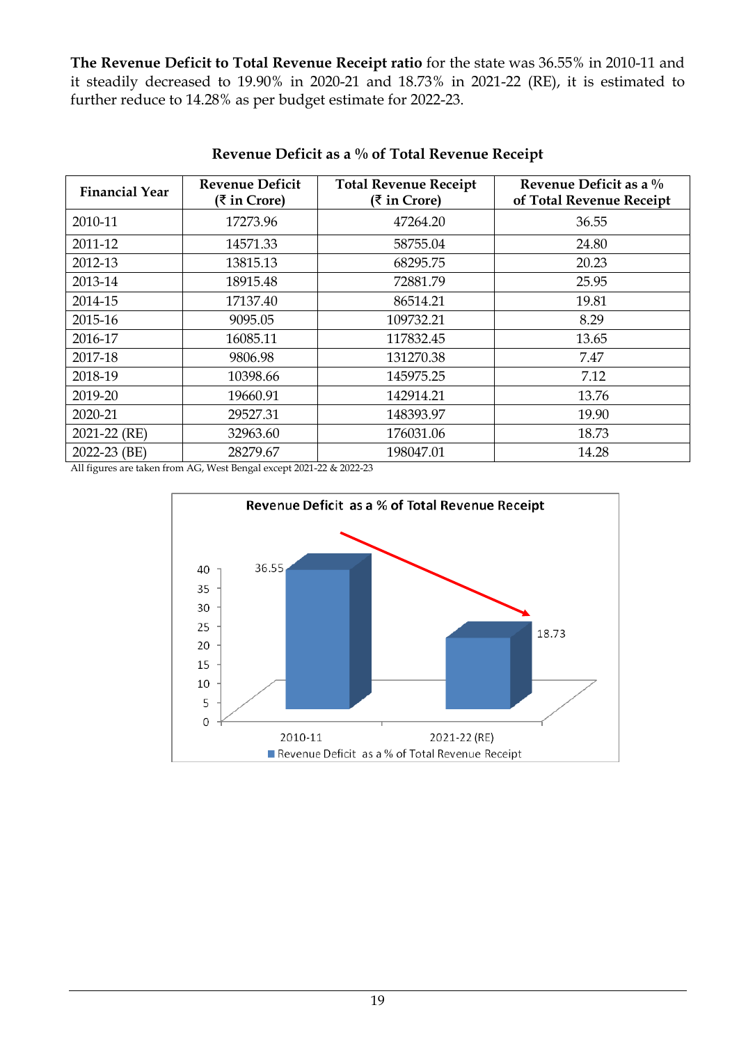**The Revenue Deficit to Total Revenue Receipt ratio** for the state was 36.55% in 2010-11 and it steadily decreased to 19.90% in 2020-21 and 18.73% in 2021-22 (RE), it is estimated to further reduce to 14.28% as per budget estimate for 2022-23.

**Revenue Deficit as a % of Total Revenue Receipt**

| Financial Year | Revenue Deficit (₹ in Crore) | Total Revenue Receipt (₹ in Crore) | Revenue Deficit as a % of Total Revenue Receipt |
|---|---|---|---|
| 2010-11 | 17273.96 | 47264.20 | 36.55 |
| 2011-12 | 14571.33 | 58755.04 | 24.80 |
| 2012-13 | 13815.13 | 68295.75 | 20.23 |
| 2013-14 | 18915.48 | 72881.79 | 25.95 |
| 2014-15 | 17137.40 | 86514.21 | 19.81 |
| 2015-16 | 9095.05 | 109732.21 | 8.29 |
| 2016-17 | 16085.11 | 117832.45 | 13.65 |
| 2017-18 | 9806.98 | 131270.38 | 7.47 |
| 2018-19 | 10398.66 | 145975.25 | 7.12 |
| 2019-20 | 19660.91 | 142914.21 | 13.76 |
| 2020-21 | 29527.31 | 148393.97 | 19.90 |
| 2021-22 (RE) | 32963.60 | 176031.06 | 18.73 |
| 2022-23 (BE) | 28279.67 | 198047.01 | 14.28 |

All figures are taken from AG, West Bengal except 2021-22 & 2022-23

**Revenue Deficit as a % of Total Revenue Receipt**

| | Revenue Deficit as a % of Total Revenue Receipt |
|---|---|
| 2010-11 | 36.55 |
| 2021-22 (RE) | 18.73 |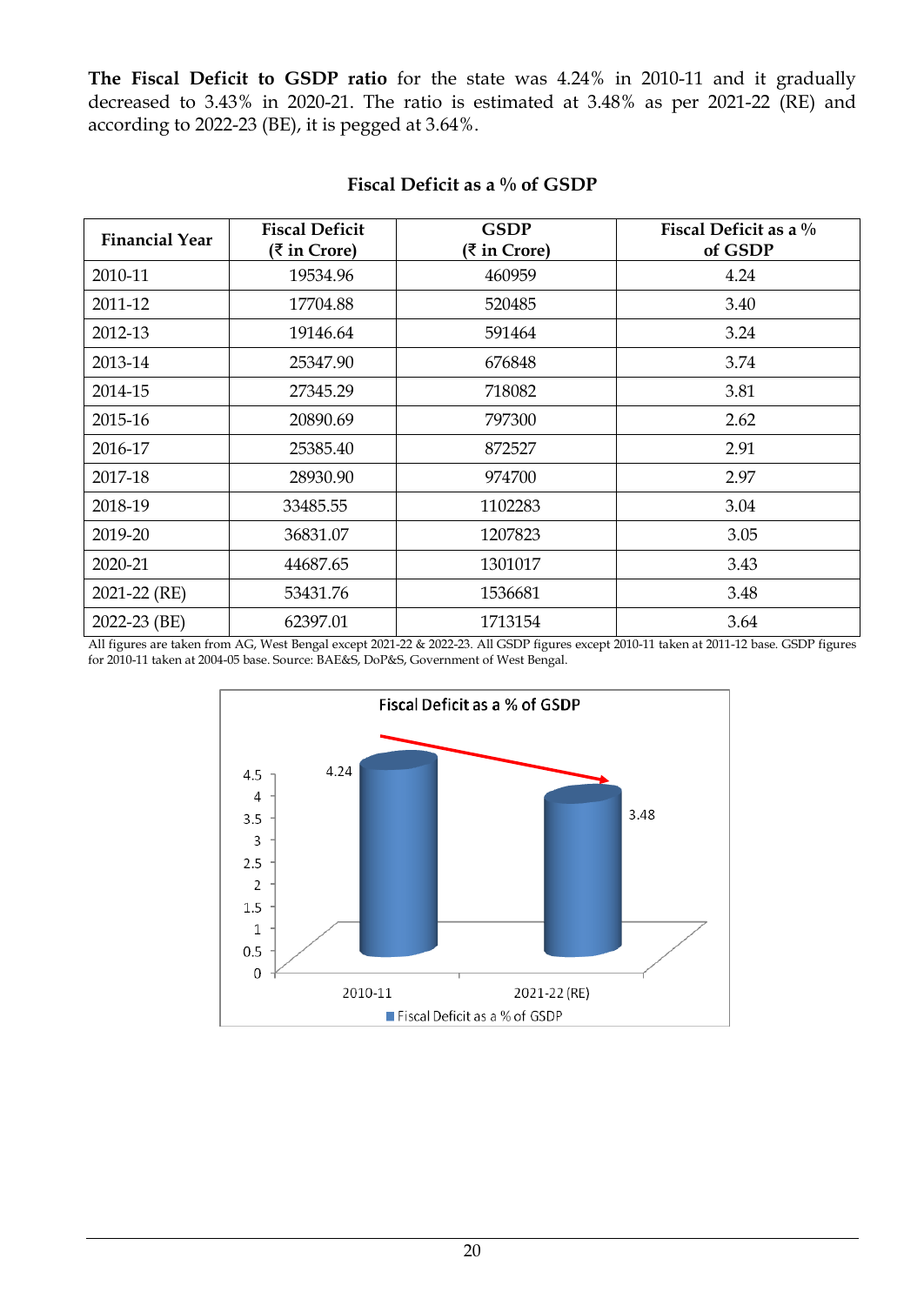**The Fiscal Deficit to GSDP ratio** for the state was 4.24% in 2010-11 and it gradually decreased to 3.43% in 2020-21. The ratio is estimated at 3.48% as per 2021-22 (RE) and according to 2022-23 (BE), it is pegged at 3.64%.

### Fiscal Deficit as a % of GSDP

| Financial Year | Fiscal Deficit (₹ in Crore) | GSDP (₹ in Crore) | Fiscal Deficit as a % of GSDP |
|---|---|---|---|
| 2010-11 | 19534.96 | 460959 | 4.24 |
| 2011-12 | 17704.88 | 520485 | 3.40 |
| 2012-13 | 19146.64 | 591464 | 3.24 |
| 2013-14 | 25347.90 | 676848 | 3.74 |
| 2014-15 | 27345.29 | 718082 | 3.81 |
| 2015-16 | 20890.69 | 797300 | 2.62 |
| 2016-17 | 25385.40 | 872527 | 2.91 |
| 2017-18 | 28930.90 | 974700 | 2.97 |
| 2018-19 | 33485.55 | 1102283 | 3.04 |
| 2019-20 | 36831.07 | 1207823 | 3.05 |
| 2020-21 | 44687.65 | 1301017 | 3.43 |
| 2021-22 (RE) | 53431.76 | 1536681 | 3.48 |
| 2022-23 (BE) | 62397.01 | 1713154 | 3.64 |

All figures are taken from AG, West Bengal except 2021-22 & 2022-23. All GSDP figures except 2010-11 taken at 2011-12 base. GSDP figures for 2010-11 taken at 2004-05 base. Source: BAE&S, DoP&S, Government of West Bengal.

Fiscal Deficit as a % of GSDP

| | Fiscal Deficit as a % of GSDP |
|---|---|
| 2010-11 | 4.24 |
| 2021-22 (RE) | 3.48 |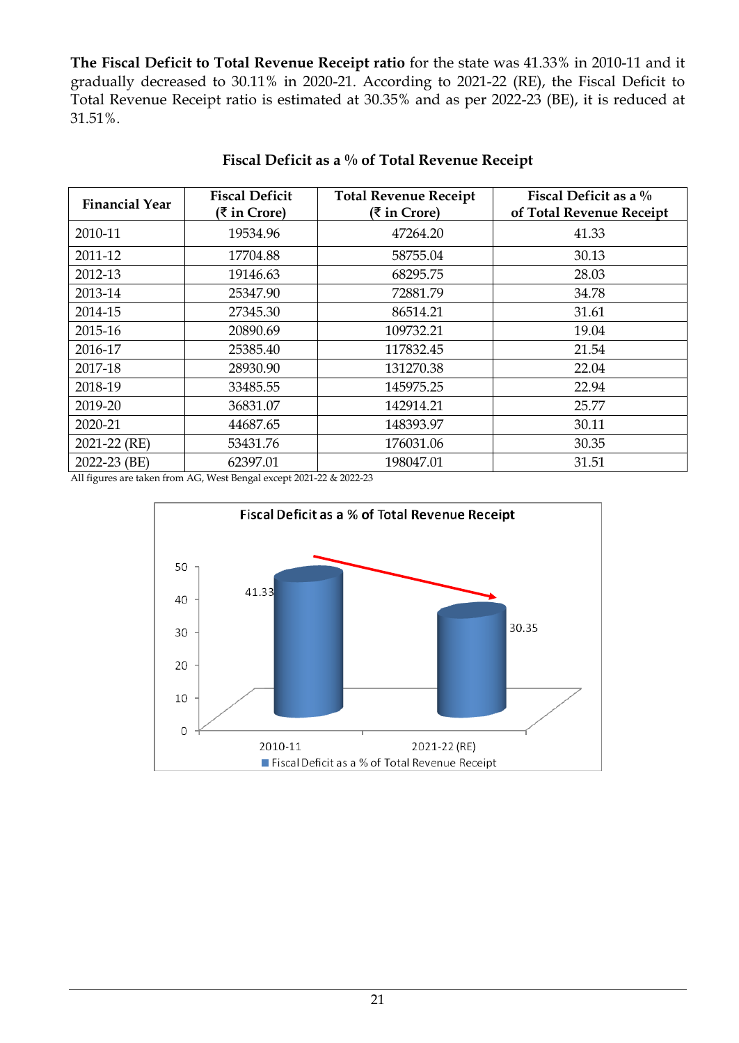**The Fiscal Deficit to Total Revenue Receipt ratio** for the state was 41.33% in 2010-11 and it gradually decreased to 30.11% in 2020-21. According to 2021-22 (RE), the Fiscal Deficit to Total Revenue Receipt ratio is estimated at 30.35% and as per 2022-23 (BE), it is reduced at 31.51%.

**Fiscal Deficit as a % of Total Revenue Receipt**

| Financial Year | Fiscal Deficit (₹ in Crore) | Total Revenue Receipt (₹ in Crore) | Fiscal Deficit as a % of Total Revenue Receipt |
|---|---|---|---|
| 2010-11 | 19534.96 | 47264.20 | 41.33 |
| 2011-12 | 17704.88 | 58755.04 | 30.13 |
| 2012-13 | 19146.63 | 68295.75 | 28.03 |
| 2013-14 | 25347.90 | 72881.79 | 34.78 |
| 2014-15 | 27345.30 | 86514.21 | 31.61 |
| 2015-16 | 20890.69 | 109732.21 | 19.04 |
| 2016-17 | 25385.40 | 117832.45 | 21.54 |
| 2017-18 | 28930.90 | 131270.38 | 22.04 |
| 2018-19 | 33485.55 | 145975.25 | 22.94 |
| 2019-20 | 36831.07 | 142914.21 | 25.77 |
| 2020-21 | 44687.65 | 148393.97 | 30.11 |
| 2021-22 (RE) | 53431.76 | 176031.06 | 30.35 |
| 2022-23 (BE) | 62397.01 | 198047.01 | 31.51 |

All figures are taken from AG, West Bengal except 2021-22 & 2022-23

**Fiscal Deficit as a % of Total Revenue Receipt**

| Year | Fiscal Deficit as a % of Total Revenue Receipt |
|---|---|
| 2010-11 | 41.33 |
| 2021-22 (RE) | 30.35 |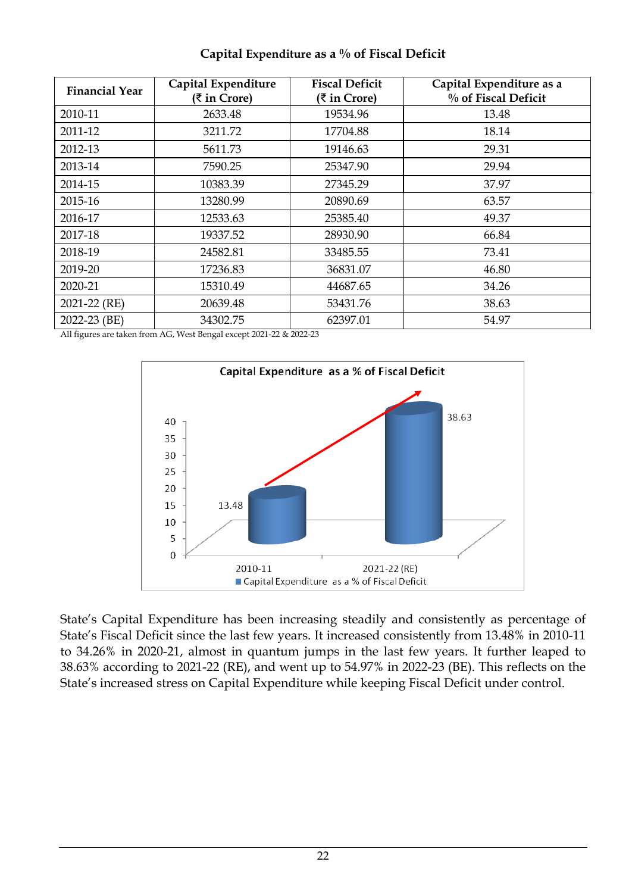## Capital Expenditure as a % of Fiscal Deficit

| Financial Year | Capital Expenditure (₹ in Crore) | Fiscal Deficit (₹ in Crore) | Capital Expenditure as a % of Fiscal Deficit |
|---|---|---|---|
| 2010-11 | 2633.48 | 19534.96 | 13.48 |
| 2011-12 | 3211.72 | 17704.88 | 18.14 |
| 2012-13 | 5611.73 | 19146.63 | 29.31 |
| 2013-14 | 7590.25 | 25347.90 | 29.94 |
| 2014-15 | 10383.39 | 27345.29 | 37.97 |
| 2015-16 | 13280.99 | 20890.69 | 63.57 |
| 2016-17 | 12533.63 | 25385.40 | 49.37 |
| 2017-18 | 19337.52 | 28930.90 | 66.84 |
| 2018-19 | 24582.81 | 33485.55 | 73.41 |
| 2019-20 | 17236.83 | 36831.07 | 46.80 |
| 2020-21 | 15310.49 | 44687.65 | 34.26 |
| 2021-22 (RE) | 20639.48 | 53431.76 | 38.63 |
| 2022-23 (BE) | 34302.75 | 62397.01 | 54.97 |

All figures are taken from AG, West Bengal except 2021-22 & 2022-23

Capital Expenditure as a % of Fiscal Deficit

State's Capital Expenditure has been increasing steadily and consistently as percentage of State's Fiscal Deficit since the last few years. It increased consistently from 13.48% in 2010-11 to 34.26% in 2020-21, almost in quantum jumps in the last few years. It further leaped to 38.63% according to 2021-22 (RE), and went up to 54.97% in 2022-23 (BE). This reflects on the State's increased stress on Capital Expenditure while keeping Fiscal Deficit under control.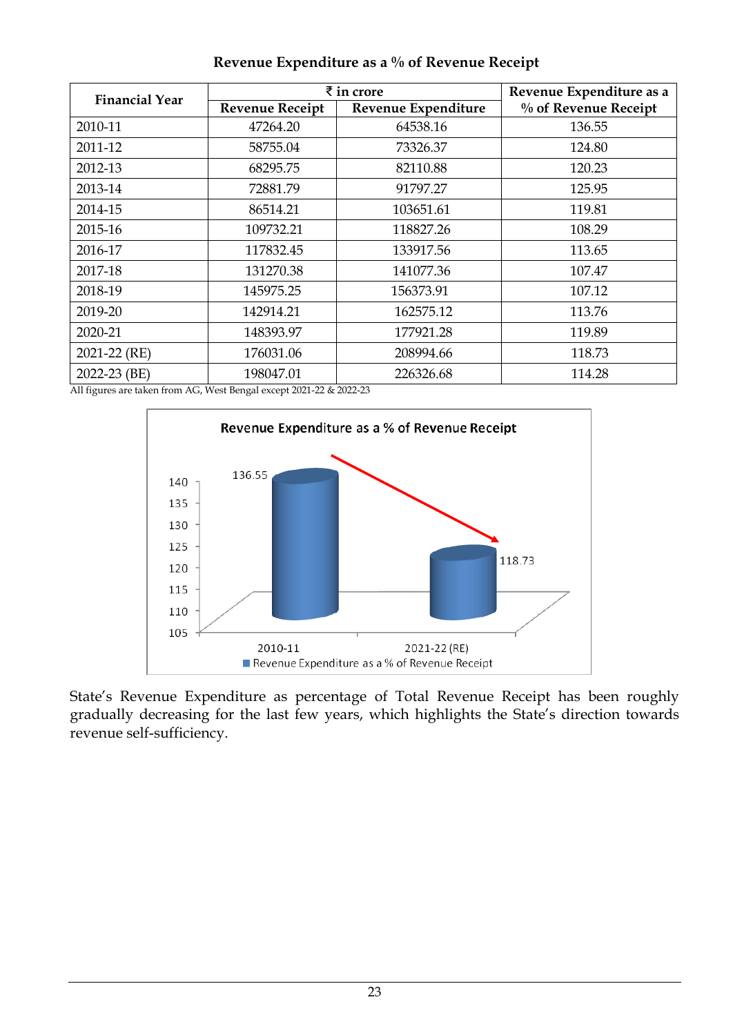**Revenue Expenditure as a % of Revenue Receipt**

| Financial Year | ₹ in crore | | Revenue Expenditure as a % of Revenue Receipt |
|---|---|---|---|
| | Revenue Receipt | Revenue Expenditure | |
| 2010-11 | 47264.20 | 64538.16 | 136.55 |
| 2011-12 | 58755.04 | 73326.37 | 124.80 |
| 2012-13 | 68295.75 | 82110.88 | 120.23 |
| 2013-14 | 72881.79 | 91797.27 | 125.95 |
| 2014-15 | 86514.21 | 103651.61 | 119.81 |
| 2015-16 | 109732.21 | 118827.26 | 108.29 |
| 2016-17 | 117832.45 | 133917.56 | 113.65 |
| 2017-18 | 131270.38 | 141077.36 | 107.47 |
| 2018-19 | 145975.25 | 156373.91 | 107.12 |
| 2019-20 | 142914.21 | 162575.12 | 113.76 |
| 2020-21 | 148393.97 | 177921.28 | 119.89 |
| 2021-22 (RE) | 176031.06 | 208994.66 | 118.73 |
| 2022-23 (BE) | 198047.01 | 226326.68 | 114.28 |

All figures are taken from AG, West Bengal except 2021-22 & 2022-23

State's Revenue Expenditure as percentage of Total Revenue Receipt has been roughly gradually decreasing for the last few years, which highlights the State's direction towards revenue self-sufficiency.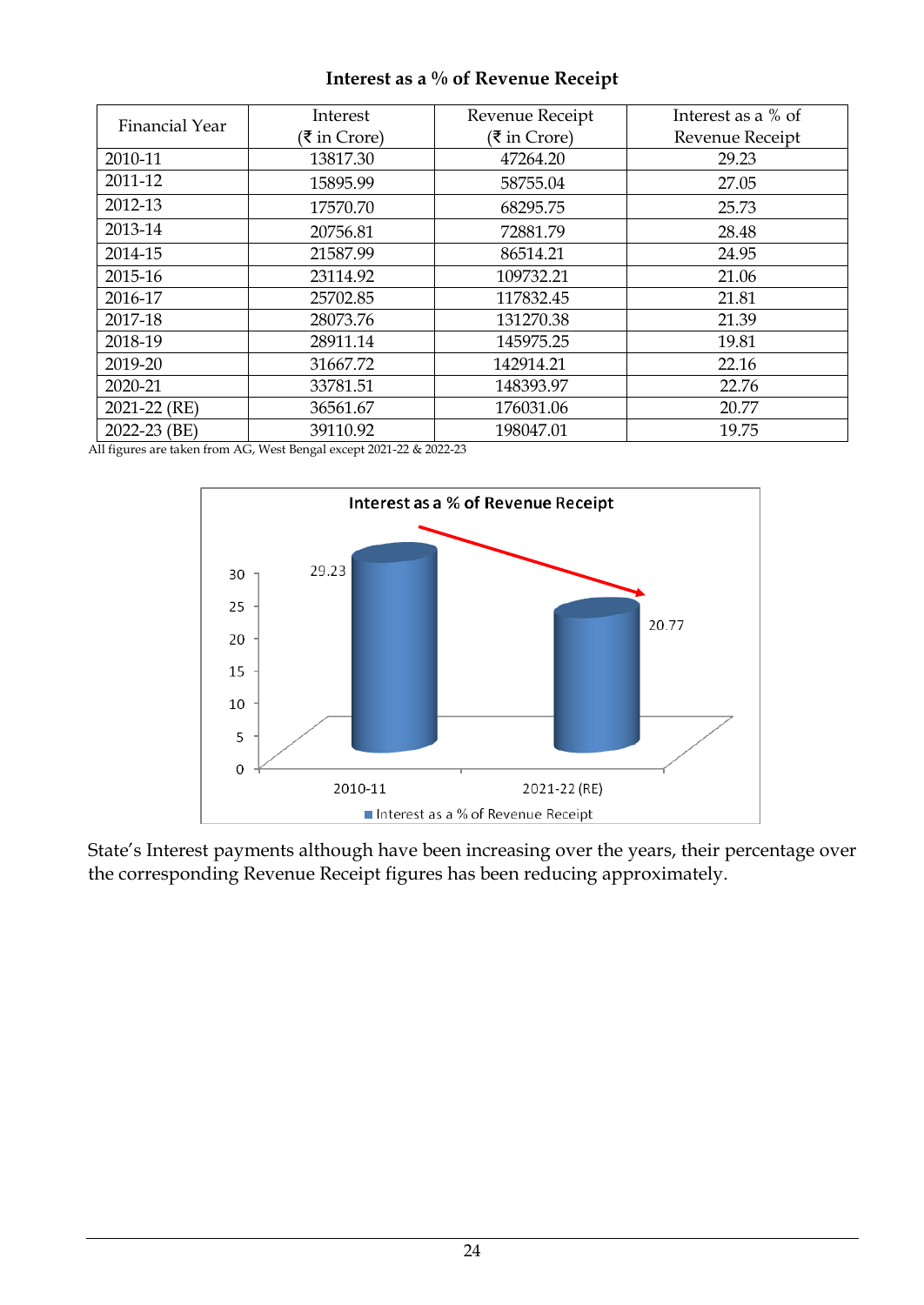**Interest as a % of Revenue Receipt**

| Financial Year | Interest (₹ in Crore) | Revenue Receipt (₹ in Crore) | Interest as a % of Revenue Receipt |
|---|---|---|---|
| 2010-11 | 13817.30 | 47264.20 | 29.23 |
| 2011-12 | 15895.99 | 58755.04 | 27.05 |
| 2012-13 | 17570.70 | 68295.75 | 25.73 |
| 2013-14 | 20756.81 | 72881.79 | 28.48 |
| 2014-15 | 21587.99 | 86514.21 | 24.95 |
| 2015-16 | 23114.92 | 109732.21 | 21.06 |
| 2016-17 | 25702.85 | 117832.45 | 21.81 |
| 2017-18 | 28073.76 | 131270.38 | 21.39 |
| 2018-19 | 28911.14 | 145975.25 | 19.81 |
| 2019-20 | 31667.72 | 142914.21 | 22.16 |
| 2020-21 | 33781.51 | 148393.97 | 22.76 |
| 2021-22 (RE) | 36561.67 | 176031.06 | 20.77 |
| 2022-23 (BE) | 39110.92 | 198047.01 | 19.75 |

All figures are taken from AG, West Bengal except 2021-22 & 2022-23

**Interest as a % of Revenue Receipt**

| Year | Interest as a % of Revenue Receipt |
|---|---|
| 2010-11 | 29.23 |
| 2021-22 (RE) | 20.77 |

State's Interest payments although have been increasing over the years, their percentage over the corresponding Revenue Receipt figures has been reducing approximately.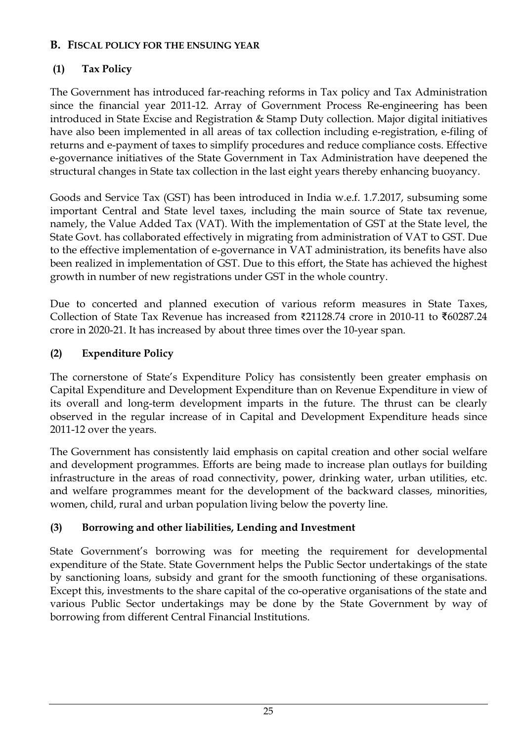## B. FISCAL POLICY FOR THE ENSUING YEAR

### (1) Tax Policy

The Government has introduced far-reaching reforms in Tax policy and Tax Administration since the financial year 2011-12. Array of Government Process Re-engineering has been introduced in State Excise and Registration & Stamp Duty collection. Major digital initiatives have also been implemented in all areas of tax collection including e-registration, e-filing of returns and e-payment of taxes to simplify procedures and reduce compliance costs. Effective e-governance initiatives of the State Government in Tax Administration have deepened the structural changes in State tax collection in the last eight years thereby enhancing buoyancy.

Goods and Service Tax (GST) has been introduced in India w.e.f. 1.7.2017, subsuming some important Central and State level taxes, including the main source of State tax revenue, namely, the Value Added Tax (VAT). With the implementation of GST at the State level, the State Govt. has collaborated effectively in migrating from administration of VAT to GST. Due to the effective implementation of e-governance in VAT administration, its benefits have also been realized in implementation of GST. Due to this effort, the State has achieved the highest growth in number of new registrations under GST in the whole country.

Due to concerted and planned execution of various reform measures in State Taxes, Collection of State Tax Revenue has increased from ₹21128.74 crore in 2010-11 to ₹60287.24 crore in 2020-21. It has increased by about three times over the 10-year span.

### (2) Expenditure Policy

The cornerstone of State's Expenditure Policy has consistently been greater emphasis on Capital Expenditure and Development Expenditure than on Revenue Expenditure in view of its overall and long-term development imparts in the future. The thrust can be clearly observed in the regular increase of in Capital and Development Expenditure heads since 2011-12 over the years.

The Government has consistently laid emphasis on capital creation and other social welfare and development programmes. Efforts are being made to increase plan outlays for building infrastructure in the areas of road connectivity, power, drinking water, urban utilities, etc. and welfare programmes meant for the development of the backward classes, minorities, women, child, rural and urban population living below the poverty line.

### (3) Borrowing and other liabilities, Lending and Investment

State Government's borrowing was for meeting the requirement for developmental expenditure of the State. State Government helps the Public Sector undertakings of the state by sanctioning loans, subsidy and grant for the smooth functioning of these organisations. Except this, investments to the share capital of the co-operative organisations of the state and various Public Sector undertakings may be done by the State Government by way of borrowing from different Central Financial Institutions.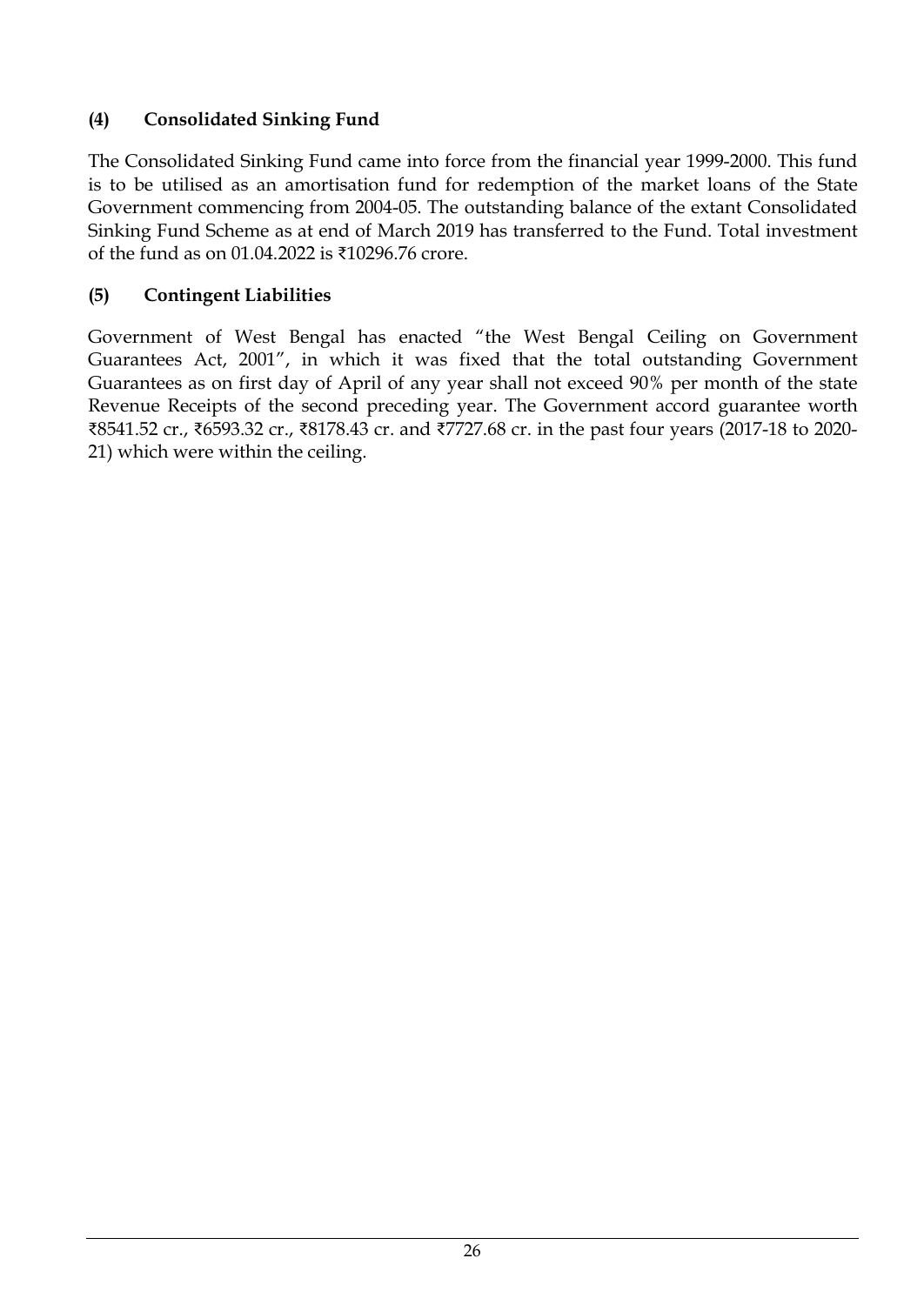### (4) Consolidated Sinking Fund

The Consolidated Sinking Fund came into force from the financial year 1999-2000. This fund is to be utilised as an amortisation fund for redemption of the market loans of the State Government commencing from 2004-05. The outstanding balance of the extant Consolidated Sinking Fund Scheme as at end of March 2019 has transferred to the Fund. Total investment of the fund as on 01.04.2022 is ₹10296.76 crore.

### (5) Contingent Liabilities

Government of West Bengal has enacted "the West Bengal Ceiling on Government Guarantees Act, 2001", in which it was fixed that the total outstanding Government Guarantees as on first day of April of any year shall not exceed 90% per month of the state Revenue Receipts of the second preceding year. The Government accord guarantee worth ₹8541.52 cr., ₹6593.32 cr., ₹8178.43 cr. and ₹7727.68 cr. in the past four years (2017-18 to 2020-21) which were within the ceiling.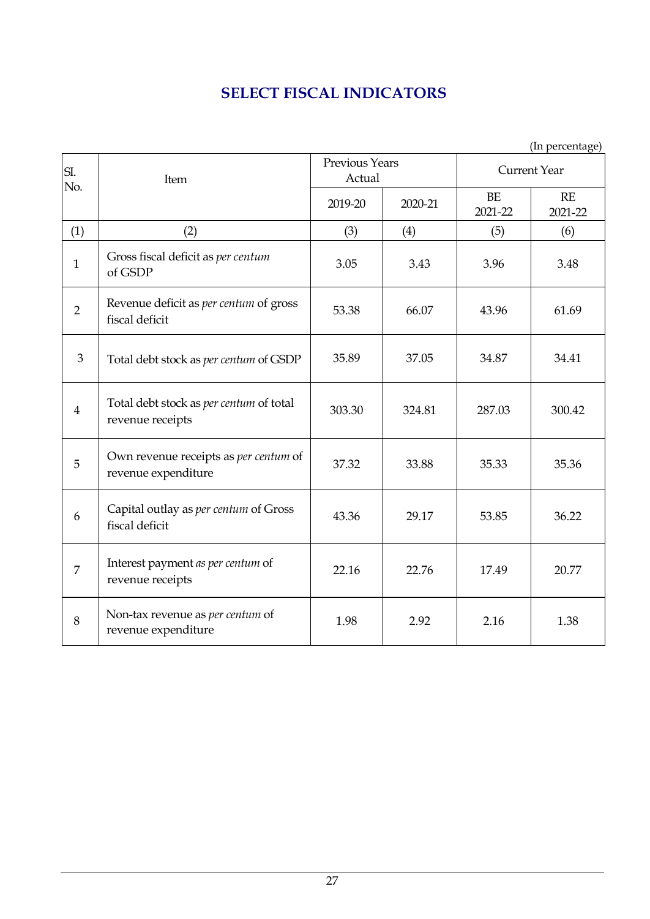# SELECT FISCAL INDICATORS

(In percentage)

| Sl. No. | Item | Previous Years Actual | | Current Year | |
|---|---|---|---|---|---|
| | | 2019-20 | 2020-21 | BE 2021-22 | RE 2021-22 |
| (1) | (2) | (3) | (4) | (5) | (6) |
| 1 | Gross fiscal deficit as *per centum* of GSDP | 3.05 | 3.43 | 3.96 | 3.48 |
| 2 | Revenue deficit as *per centum* of gross fiscal deficit | 53.38 | 66.07 | 43.96 | 61.69 |
| 3 | Total debt stock as *per centum* of GSDP | 35.89 | 37.05 | 34.87 | 34.41 |
| 4 | Total debt stock as *per centum* of total revenue receipts | 303.30 | 324.81 | 287.03 | 300.42 |
| 5 | Own revenue receipts as *per centum* of revenue expenditure | 37.32 | 33.88 | 35.33 | 35.36 |
| 6 | Capital outlay as *per centum* of Gross fiscal deficit | 43.36 | 29.17 | 53.85 | 36.22 |
| 7 | Interest payment *as per centum* of revenue receipts | 22.16 | 22.76 | 17.49 | 20.77 |
| 8 | Non-tax revenue as *per centum* of revenue expenditure | 1.98 | 2.92 | 2.16 | 1.38 |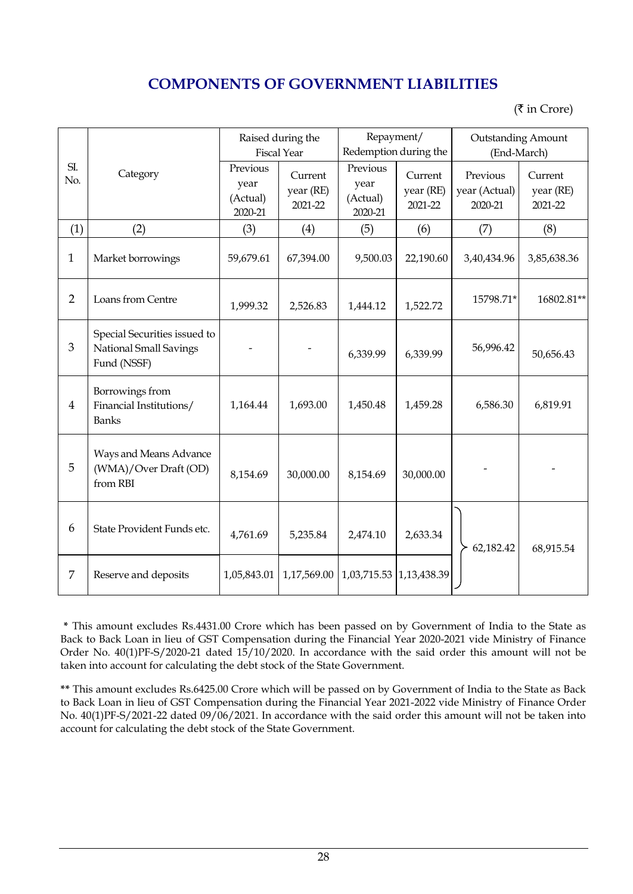# COMPONENTS OF GOVERNMENT LIABILITIES

(₹ in Crore)

| Sl. No. | Category | Raised during the Fiscal Year | | Repayment/ Redemption during the | | Outstanding Amount (End-March) | |
|---|---|---|---|---|---|---|---|
| | | Previous year (Actual) 2020-21 | Current year (RE) 2021-22 | Previous year (Actual) 2020-21 | Current year (RE) 2021-22 | Previous year (Actual) 2020-21 | Current year (RE) 2021-22 |
| (1) | (2) | (3) | (4) | (5) | (6) | (7) | (8) |
| 1 | Market borrowings | 59,679.61 | 67,394.00 | 9,500.03 | 22,190.60 | 3,40,434.96 | 3,85,638.36 |
| 2 | Loans from Centre | 1,999.32 | 2,526.83 | 1,444.12 | 1,522.72 | 15798.71* | 16802.81** |
| 3 | Special Securities issued to National Small Savings Fund (NSSF) | - | - | 6,339.99 | 6,339.99 | 56,996.42 | 50,656.43 |
| 4 | Borrowings from Financial Institutions/ Banks | 1,164.44 | 1,693.00 | 1,450.48 | 1,459.28 | 6,586.30 | 6,819.91 |
| 5 | Ways and Means Advance (WMA)/Over Draft (OD) from RBI | 8,154.69 | 30,000.00 | 8,154.69 | 30,000.00 | - | - |
| 6 | State Provident Funds etc. | 4,761.69 | 5,235.84 | 2,474.10 | 2,633.34 | 62,182.42 | 68,915.54 |
| 7 | Reserve and deposits | 1,05,843.01 | 1,17,569.00 | 1,03,715.53 | 1,13,438.39 | | |

\* This amount excludes Rs.4431.00 Crore which has been passed on by Government of India to the State as Back to Back Loan in lieu of GST Compensation during the Financial Year 2020-2021 vide Ministry of Finance Order No. 40(1)PF-S/2020-21 dated 15/10/2020. In accordance with the said order this amount will not be taken into account for calculating the debt stock of the State Government.

\** This amount excludes Rs.6425.00 Crore which will be passed on by Government of India to the State as Back to Back Loan in lieu of GST Compensation during the Financial Year 2021-2022 vide Ministry of Finance Order No. 40(1)PF-S/2021-22 dated 09/06/2021. In accordance with the said order this amount will not be taken into account for calculating the debt stock of the State Government.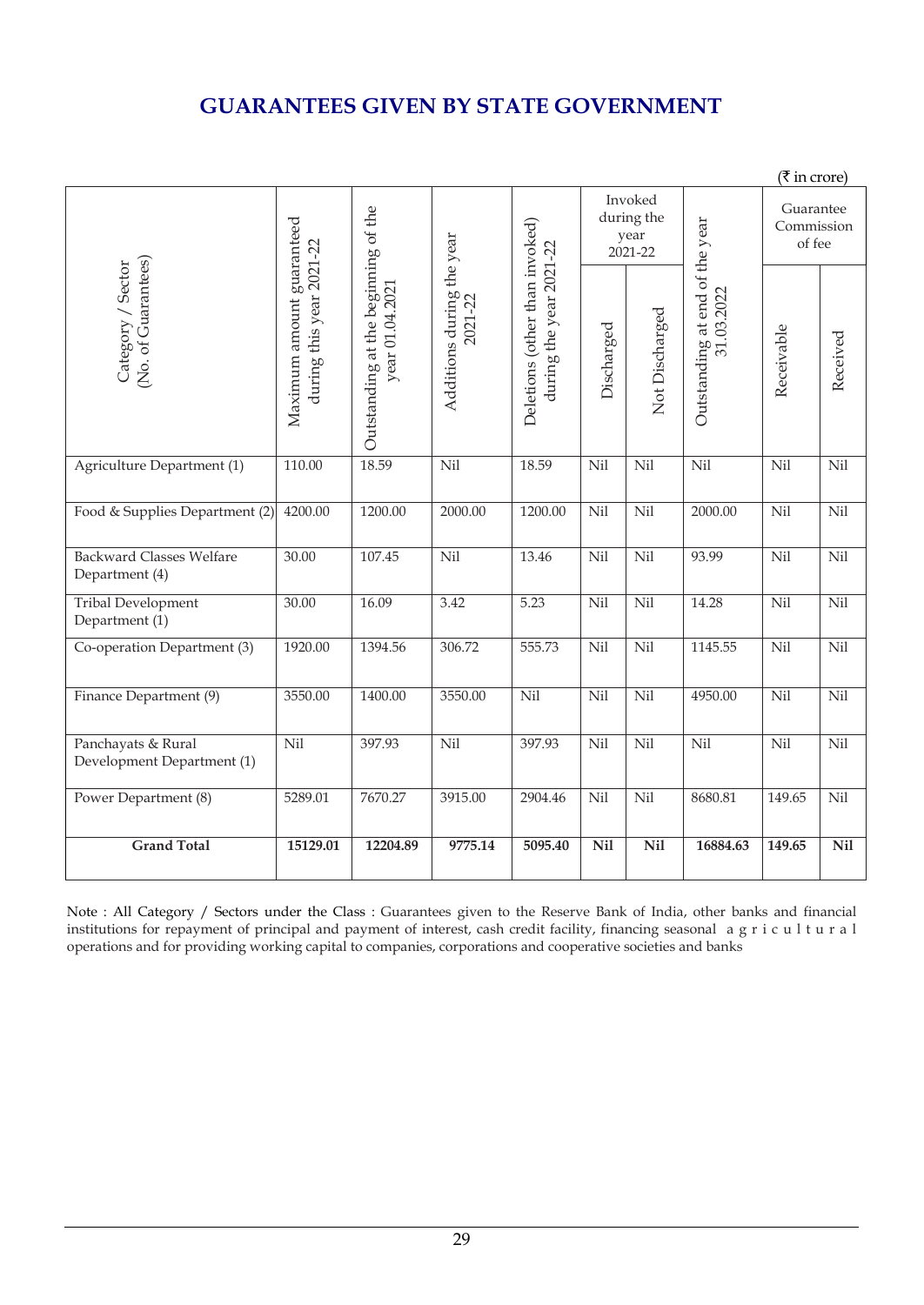# GUARANTEES GIVEN BY STATE GOVERNMENT

(₹ in crore)

| Category / Sector (No. of Guarantees) | Maximum amount guaranteed during this year 2021-22 | Outstanding at the beginning of the year 01.04.2021 | Additions during the year 2021-22 | Deletions (other than invoked) during the year 2021-22 | Invoked during the year 2021-22 | | Outstanding at end of the year 31.03.2022 | Guarantee Commission of fee | |
|---|---|---|---|---|---|---|---|---|---|
| | | | | | Discharged | Not Discharged | | Receivable | Received |
| Agriculture Department (1) | 110.00 | 18.59 | Nil | 18.59 | Nil | Nil | Nil | Nil | Nil |
| Food & Supplies Department (2) | 4200.00 | 1200.00 | 2000.00 | 1200.00 | Nil | Nil | 2000.00 | Nil | Nil |
| Backward Classes Welfare Department (4) | 30.00 | 107.45 | Nil | 13.46 | Nil | Nil | 93.99 | Nil | Nil |
| Tribal Development Department (1) | 30.00 | 16.09 | 3.42 | 5.23 | Nil | Nil | 14.28 | Nil | Nil |
| Co-operation Department (3) | 1920.00 | 1394.56 | 306.72 | 555.73 | Nil | Nil | 1145.55 | Nil | Nil |
| Finance Department (9) | 3550.00 | 1400.00 | 3550.00 | Nil | Nil | Nil | 4950.00 | Nil | Nil |
| Panchayats & Rural Development Department (1) | Nil | 397.93 | Nil | 397.93 | Nil | Nil | Nil | Nil | Nil |
| Power Department (8) | 5289.01 | 7670.27 | 3915.00 | 2904.46 | Nil | Nil | 8680.81 | 149.65 | Nil |
| **Grand Total** | **15129.01** | **12204.89** | **9775.14** | **5095.40** | **Nil** | **Nil** | **16884.63** | **149.65** | **Nil** |

Note : All Category / Sectors under the Class : Guarantees given to the Reserve Bank of India, other banks and financial institutions for repayment of principal and payment of interest, cash credit facility, financing seasonal agricultural operations and for providing working capital to companies, corporations and cooperative societies and banks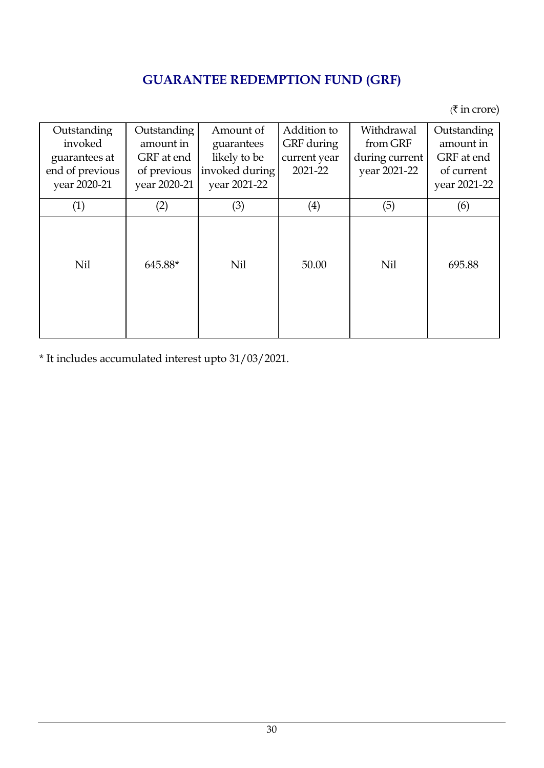# GUARANTEE REDEMPTION FUND (GRF)

(₹ in crore)

| Outstanding invoked guarantees at end of previous year 2020-21 | Outstanding amount in GRF at end of previous year 2020-21 | Amount of guarantees likely to be invoked during year 2021-22 | Addition to GRF during current year 2021-22 | Withdrawal from GRF during current year 2021-22 | Outstanding amount in GRF at end of current year 2021-22 |
|---|---|---|---|---|---|
| (1) | (2) | (3) | (4) | (5) | (6) |
| Nil | 645.88* | Nil | 50.00 | Nil | 695.88 |

* It includes accumulated interest upto 31/03/2021.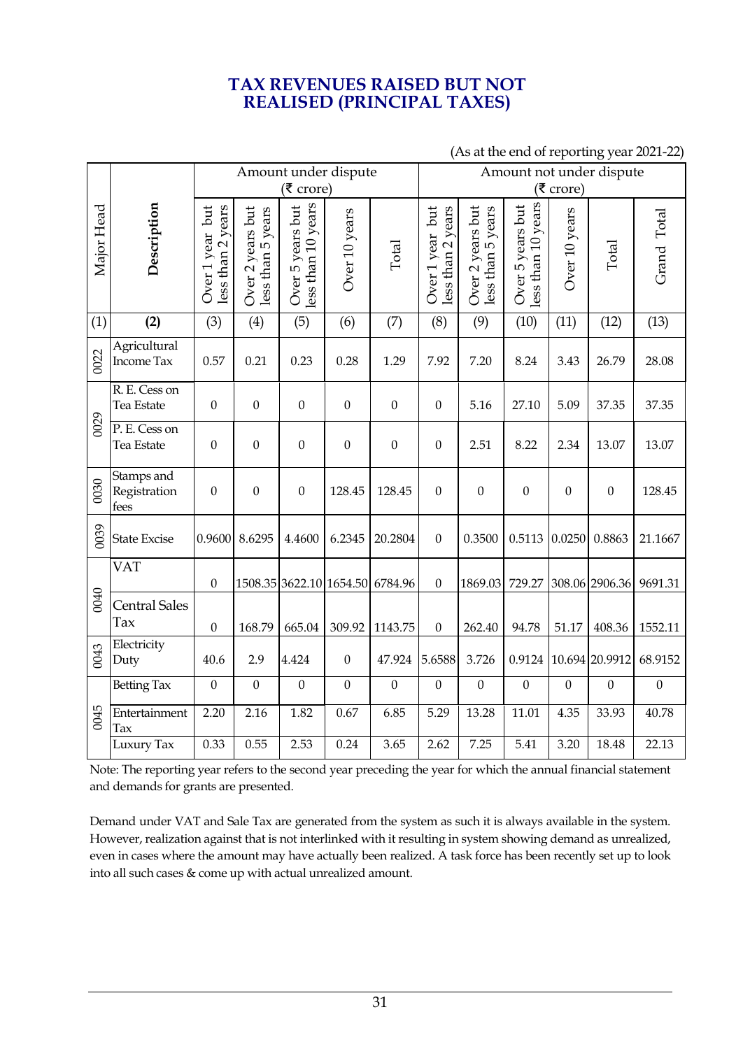# TAX REVENUES RAISED BUT NOT REALISED (PRINCIPAL TAXES)

(As at the end of reporting year 2021-22)

| Major Head | Description | Amount under dispute (₹ crore) | | | | | Amount not under dispute (₹ crore) | | | | | |
|---|---|---|---|---|---|---|---|---|---|---|---|---|
| | | Over 1 year but less than 2 years | Over 2 years but less than 5 years | Over 5 years but less than 10 years | Over 10 years | Total | Over 1 year but less than 2 years | Over 2 years but less than 5 years | Over 5 years but less than 10 years | Over 10 years | Total | Grand Total |
| (1) | **(2)** | (3) | (4) | (5) | (6) | (7) | (8) | (9) | (10) | (11) | (12) | (13) |
| 0022 | Agricultural Income Tax | 0.57 | 0.21 | 0.23 | 0.28 | 1.29 | 7.92 | 7.20 | 8.24 | 3.43 | 26.79 | 28.08 |
| 0029 | R. E. Cess on Tea Estate | 0 | 0 | 0 | 0 | 0 | 0 | 5.16 | 27.10 | 5.09 | 37.35 | 37.35 |
| | P. E. Cess on Tea Estate | 0 | 0 | 0 | 0 | 0 | 0 | 2.51 | 8.22 | 2.34 | 13.07 | 13.07 |
| 0030 | Stamps and Registration fees | 0 | 0 | 0 | 128.45 | 128.45 | 0 | 0 | 0 | 0 | 0 | 128.45 |
| 0039 | State Excise | 0.9600 | 8.6295 | 4.4600 | 6.2345 | 20.2804 | 0 | 0.3500 | 0.5113 | 0.0250 | 0.8863 | 21.1667 |
| 0040 | VAT | 0 | 1508.35 | 3622.10 | 1654.50 | 6784.96 | 0 | 1869.03 | 729.27 | 308.06 | 2906.36 | 9691.31 |
| | Central Sales Tax | 0 | 168.79 | 665.04 | 309.92 | 1143.75 | 0 | 262.40 | 94.78 | 51.17 | 408.36 | 1552.11 |
| 0043 | Electricity Duty | 40.6 | 2.9 | 4.424 | 0 | 47.924 | 5.6588 | 3.726 | 0.9124 | 10.694 | 20.9912 | 68.9152 |
| 0045 | Betting Tax | 0 | 0 | 0 | 0 | 0 | 0 | 0 | 0 | 0 | 0 | 0 |
| | Entertainment Tax | 2.20 | 2.16 | 1.82 | 0.67 | 6.85 | 5.29 | 13.28 | 11.01 | 4.35 | 33.93 | 40.78 |
| | Luxury Tax | 0.33 | 0.55 | 2.53 | 0.24 | 3.65 | 2.62 | 7.25 | 5.41 | 3.20 | 18.48 | 22.13 |

Note: The reporting year refers to the second year preceding the year for which the annual financial statement and demands for grants are presented.

Demand under VAT and Sale Tax are generated from the system as such it is always available in the system. However, realization against that is not interlinked with it resulting in system showing demand as unrealized, even in cases where the amount may have actually been realized. A task force has been recently set up to look into all such cases & come up with actual unrealized amount.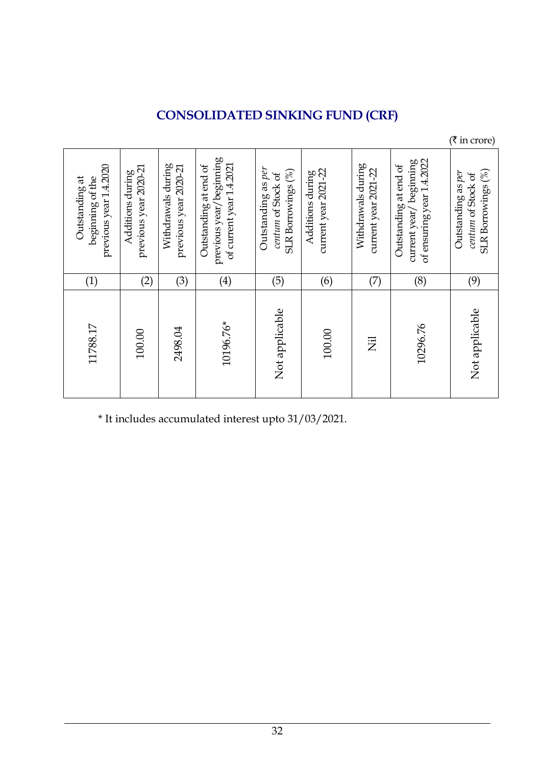## CONSOLIDATED SINKING FUND (CRF)

(₹ in crore)

| Outstanding at beginning of the previous year 1.4.2020 | Additions during previous year 2020-21 | Withdrawals during previous year 2020-21 | Outstanding at end of previous year/beginning of current year 1.4.2021 | Outstanding as *per centum* of Stock of SLR Borrowings (%) | Additions during current year 2021-22 | Withdrawals during current year 2021-22 | Outstanding at end of current year/ beginning of ensuring year 1.4.2022 | Outstanding as *per centum* of Stock of SLR Borrowings (%) |
|---|---|---|---|---|---|---|---|---|
| (1) | (2) | (3) | (4) | (5) | (6) | (7) | (8) | (9) |
| 11788.17 | 100.00 | 2498.04 | 10196.76* | Not applicable | 100.00 | Nil | 10296.76 | Not applicable |

* It includes accumulated interest upto 31/03/2021.